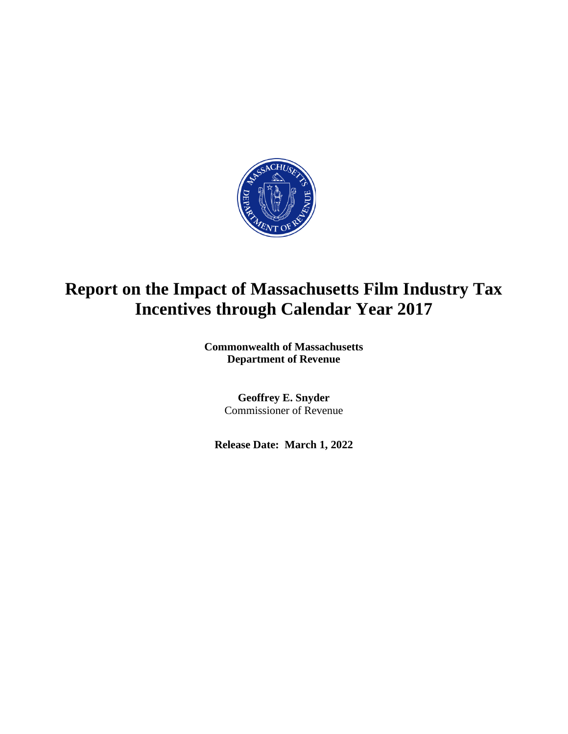# Report on the Impact of Massachusetts Film Industry Tax Incentives through Calendar Year 2017

**Commonwealth of Massachusetts**
**Department of Revenue**

**Geoffrey E. Snyder**
Commissioner of Revenue

**Release Date: March 1, 2022**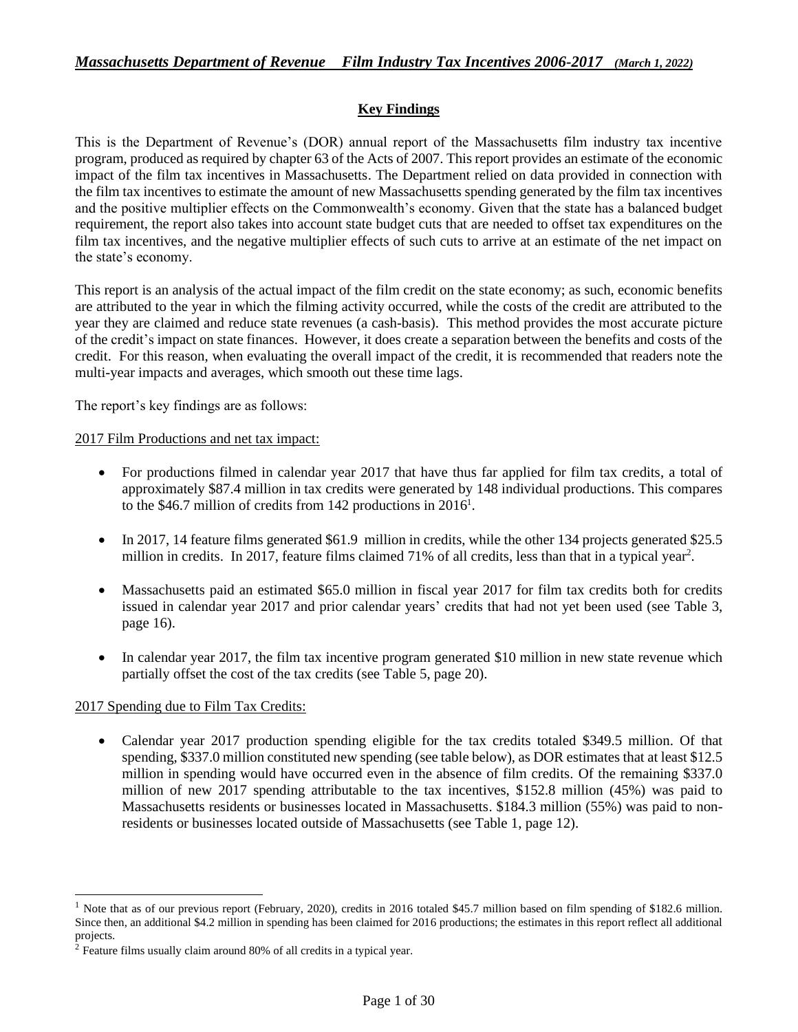## Key Findings

This is the Department of Revenue's (DOR) annual report of the Massachusetts film industry tax incentive program, produced as required by chapter 63 of the Acts of 2007. This report provides an estimate of the economic impact of the film tax incentives in Massachusetts. The Department relied on data provided in connection with the film tax incentives to estimate the amount of new Massachusetts spending generated by the film tax incentives and the positive multiplier effects on the Commonwealth's economy. Given that the state has a balanced budget requirement, the report also takes into account state budget cuts that are needed to offset tax expenditures on the film tax incentives, and the negative multiplier effects of such cuts to arrive at an estimate of the net impact on the state's economy.

This report is an analysis of the actual impact of the film credit on the state economy; as such, economic benefits are attributed to the year in which the filming activity occurred, while the costs of the credit are attributed to the year they are claimed and reduce state revenues (a cash-basis). This method provides the most accurate picture of the credit's impact on state finances. However, it does create a separation between the benefits and costs of the credit. For this reason, when evaluating the overall impact of the credit, it is recommended that readers note the multi-year impacts and averages, which smooth out these time lags.

The report's key findings are as follows:

2017 Film Productions and net tax impact:

- For productions filmed in calendar year 2017 that have thus far applied for film tax credits, a total of approximately $87.4 million in tax credits were generated by 148 individual productions. This compares to the $46.7 million of credits from 142 productions in 2016[1].
- In 2017, 14 feature films generated $61.9 million in credits, while the other 134 projects generated $25.5 million in credits. In 2017, feature films claimed 71% of all credits, less than that in a typical year[2].
- Massachusetts paid an estimated $65.0 million in fiscal year 2017 for film tax credits both for credits issued in calendar year 2017 and prior calendar years' credits that had not yet been used (see Table 3, page 16).
- In calendar year 2017, the film tax incentive program generated $10 million in new state revenue which partially offset the cost of the tax credits (see Table 5, page 20).

2017 Spending due to Film Tax Credits:

- Calendar year 2017 production spending eligible for the tax credits totaled $349.5 million. Of that spending, $337.0 million constituted new spending (see table below), as DOR estimates that at least $12.5 million in spending would have occurred even in the absence of film credits. Of the remaining $337.0 million of new 2017 spending attributable to the tax incentives, $152.8 million (45%) was paid to Massachusetts residents or businesses located in Massachusetts. $184.3 million (55%) was paid to non-residents or businesses located outside of Massachusetts (see Table 1, page 12).

---

[1] Note that as of our previous report (February, 2020), credits in 2016 totaled $45.7 million based on film spending of $182.6 million. Since then, an additional $4.2 million in spending has been claimed for 2016 productions; the estimates in this report reflect all additional projects.

[2] Feature films usually claim around 80% of all credits in a typical year.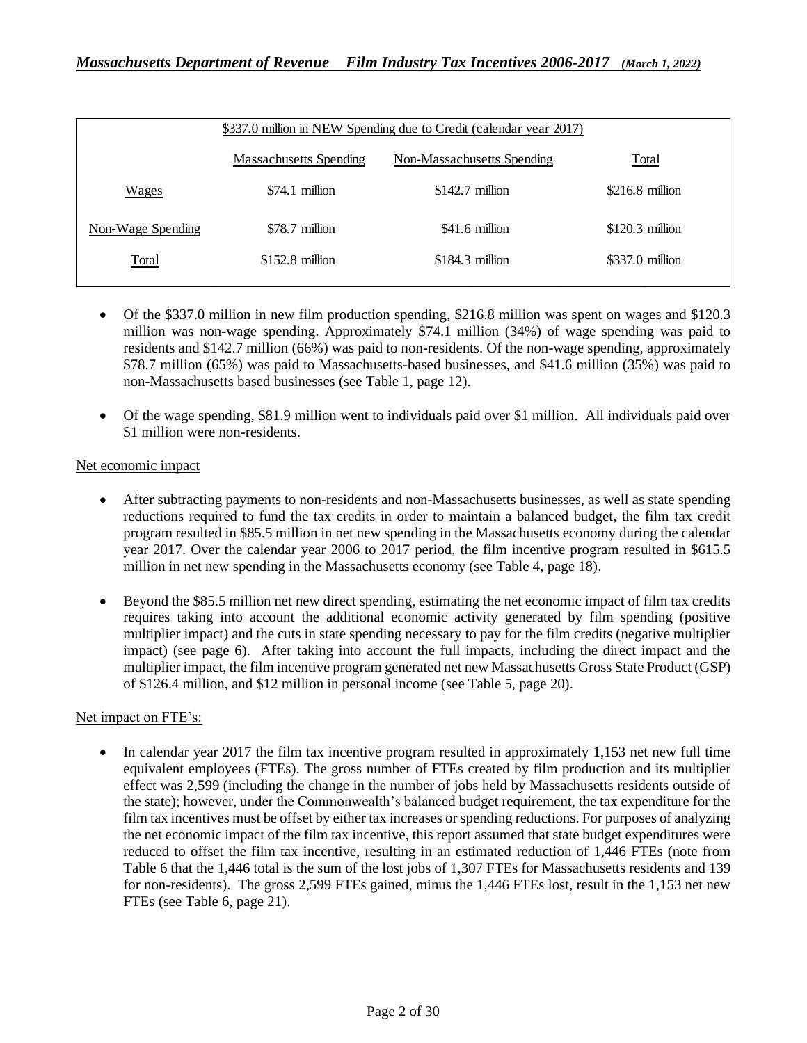| $337.0 million in NEW Spending due to Credit (calendar year 2017) | | | |
|---|---|---|---|
| | Massachusetts Spending | Non-Massachusetts Spending | Total |
| Wages | $74.1 million | $142.7 million | $216.8 million |
| Non-Wage Spending | $78.7 million | $41.6 million | $120.3 million |
| Total | $152.8 million | $184.3 million | $337.0 million |

- Of the $337.0 million in new film production spending, $216.8 million was spent on wages and $120.3 million was non-wage spending. Approximately $74.1 million (34%) of wage spending was paid to residents and $142.7 million (66%) was paid to non-residents. Of the non-wage spending, approximately $78.7 million (65%) was paid to Massachusetts-based businesses, and $41.6 million (35%) was paid to non-Massachusetts based businesses (see Table 1, page 12).

- Of the wage spending, $81.9 million went to individuals paid over $1 million. All individuals paid over $1 million were non-residents.

Net economic impact

- After subtracting payments to non-residents and non-Massachusetts businesses, as well as state spending reductions required to fund the tax credits in order to maintain a balanced budget, the film tax credit program resulted in $85.5 million in net new spending in the Massachusetts economy during the calendar year 2017. Over the calendar year 2006 to 2017 period, the film incentive program resulted in $615.5 million in net new spending in the Massachusetts economy (see Table 4, page 18).

- Beyond the $85.5 million net new direct spending, estimating the net economic impact of film tax credits requires taking into account the additional economic activity generated by film spending (positive multiplier impact) and the cuts in state spending necessary to pay for the film credits (negative multiplier impact) (see page 6). After taking into account the full impacts, including the direct impact and the multiplier impact, the film incentive program generated net new Massachusetts Gross State Product (GSP) of $126.4 million, and $12 million in personal income (see Table 5, page 20).

Net impact on FTE's:

- In calendar year 2017 the film tax incentive program resulted in approximately 1,153 net new full time equivalent employees (FTEs). The gross number of FTEs created by film production and its multiplier effect was 2,599 (including the change in the number of jobs held by Massachusetts residents outside of the state); however, under the Commonwealth's balanced budget requirement, the tax expenditure for the film tax incentives must be offset by either tax increases or spending reductions. For purposes of analyzing the net economic impact of the film tax incentive, this report assumed that state budget expenditures were reduced to offset the film tax incentive, resulting in an estimated reduction of 1,446 FTEs (note from Table 6 that the 1,446 total is the sum of the lost jobs of 1,307 FTEs for Massachusetts residents and 139 for non-residents). The gross 2,599 FTEs gained, minus the 1,446 FTEs lost, result in the 1,153 net new FTEs (see Table 6, page 21).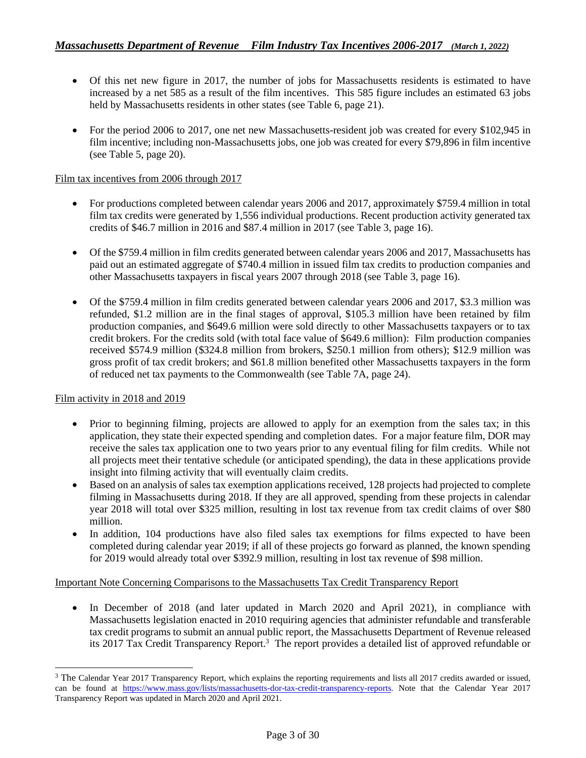- Of this net new figure in 2017, the number of jobs for Massachusetts residents is estimated to have increased by a net 585 as a result of the film incentives. This 585 figure includes an estimated 63 jobs held by Massachusetts residents in other states (see Table 6, page 21).

- For the period 2006 to 2017, one net new Massachusetts-resident job was created for every $102,945 in film incentive; including non-Massachusetts jobs, one job was created for every $79,896 in film incentive (see Table 5, page 20).

<u>Film tax incentives from 2006 through 2017</u>

- For productions completed between calendar years 2006 and 2017, approximately $759.4 million in total film tax credits were generated by 1,556 individual productions. Recent production activity generated tax credits of $46.7 million in 2016 and $87.4 million in 2017 (see Table 3, page 16).

- Of the $759.4 million in film credits generated between calendar years 2006 and 2017, Massachusetts has paid out an estimated aggregate of $740.4 million in issued film tax credits to production companies and other Massachusetts taxpayers in fiscal years 2007 through 2018 (see Table 3, page 16).

- Of the $759.4 million in film credits generated between calendar years 2006 and 2017, $3.3 million was refunded, $1.2 million are in the final stages of approval, $105.3 million have been retained by film production companies, and $649.6 million were sold directly to other Massachusetts taxpayers or to tax credit brokers. For the credits sold (with total face value of $649.6 million): Film production companies received $574.9 million ($324.8 million from brokers, $250.1 million from others); $12.9 million was gross profit of tax credit brokers; and $61.8 million benefited other Massachusetts taxpayers in the form of reduced net tax payments to the Commonwealth (see Table 7A, page 24).

<u>Film activity in 2018 and 2019</u>

- Prior to beginning filming, projects are allowed to apply for an exemption from the sales tax; in this application, they state their expected spending and completion dates. For a major feature film, DOR may receive the sales tax application one to two years prior to any eventual filing for film credits. While not all projects meet their tentative schedule (or anticipated spending), the data in these applications provide insight into filming activity that will eventually claim credits.
- Based on an analysis of sales tax exemption applications received, 128 projects had projected to complete filming in Massachusetts during 2018. If they are all approved, spending from these projects in calendar year 2018 will total over $325 million, resulting in lost tax revenue from tax credit claims of over $80 million.
- In addition, 104 productions have also filed sales tax exemptions for films expected to have been completed during calendar year 2019; if all of these projects go forward as planned, the known spending for 2019 would already total over $392.9 million, resulting in lost tax revenue of $98 million.

<u>Important Note Concerning Comparisons to the Massachusetts Tax Credit Transparency Report</u>

- In December of 2018 (and later updated in March 2020 and April 2021), in compliance with Massachusetts legislation enacted in 2010 requiring agencies that administer refundable and transferable tax credit programs to submit an annual public report, the Massachusetts Department of Revenue released its 2017 Tax Credit Transparency Report.[3] The report provides a detailed list of approved refundable or

---

[3] The Calendar Year 2017 Transparency Report, which explains the reporting requirements and lists all 2017 credits awarded or issued, can be found at https://www.mass.gov/lists/massachusetts-dor-tax-credit-transparency-reports. Note that the Calendar Year 2017 Transparency Report was updated in March 2020 and April 2021.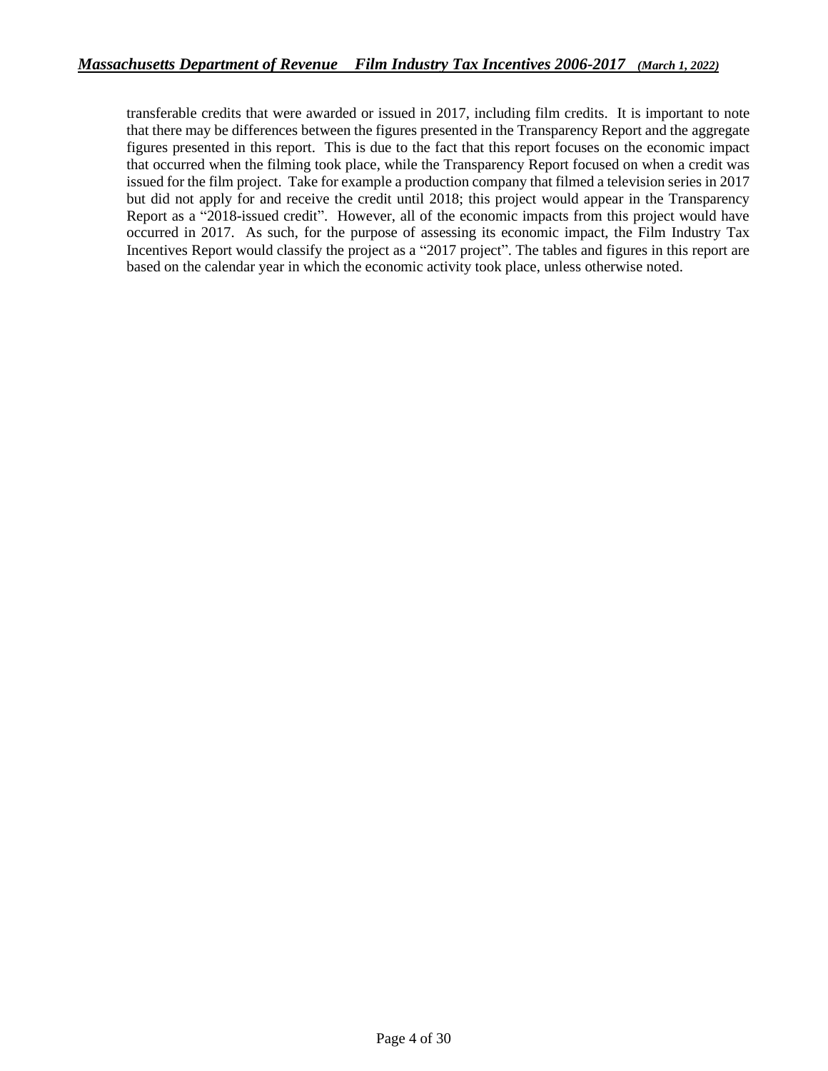transferable credits that were awarded or issued in 2017, including film credits. It is important to note that there may be differences between the figures presented in the Transparency Report and the aggregate figures presented in this report. This is due to the fact that this report focuses on the economic impact that occurred when the filming took place, while the Transparency Report focused on when a credit was issued for the film project. Take for example a production company that filmed a television series in 2017 but did not apply for and receive the credit until 2018; this project would appear in the Transparency Report as a "2018-issued credit". However, all of the economic impacts from this project would have occurred in 2017. As such, for the purpose of assessing its economic impact, the Film Industry Tax Incentives Report would classify the project as a "2017 project". The tables and figures in this report are based on the calendar year in which the economic activity took place, unless otherwise noted.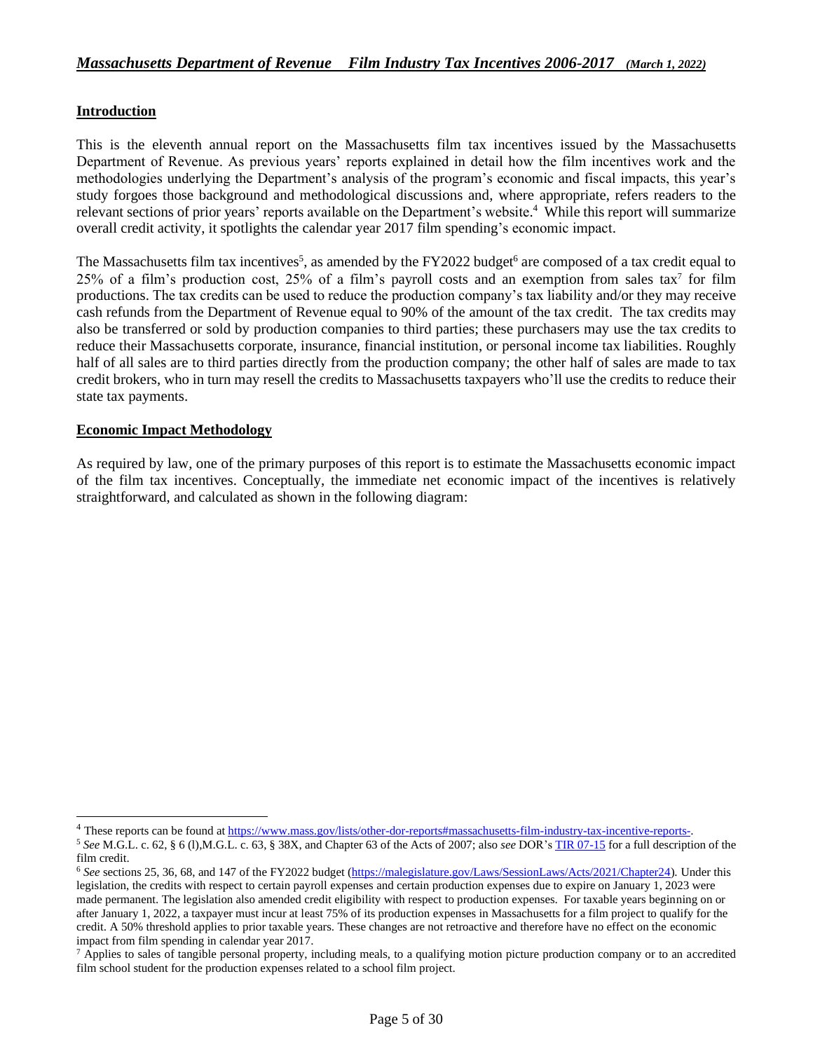## Introduction

This is the eleventh annual report on the Massachusetts film tax incentives issued by the Massachusetts Department of Revenue. As previous years' reports explained in detail how the film incentives work and the methodologies underlying the Department's analysis of the program's economic and fiscal impacts, this year's study forgoes those background and methodological discussions and, where appropriate, refers readers to the relevant sections of prior years' reports available on the Department's website.[4] While this report will summarize overall credit activity, it spotlights the calendar year 2017 film spending's economic impact.

The Massachusetts film tax incentives[5], as amended by the FY2022 budget[6] are composed of a tax credit equal to 25% of a film's production cost, 25% of a film's payroll costs and an exemption from sales tax[7] for film productions. The tax credits can be used to reduce the production company's tax liability and/or they may receive cash refunds from the Department of Revenue equal to 90% of the amount of the tax credit. The tax credits may also be transferred or sold by production companies to third parties; these purchasers may use the tax credits to reduce their Massachusetts corporate, insurance, financial institution, or personal income tax liabilities. Roughly half of all sales are to third parties directly from the production company; the other half of sales are made to tax credit brokers, who in turn may resell the credits to Massachusetts taxpayers who'll use the credits to reduce their state tax payments.

## Economic Impact Methodology

As required by law, one of the primary purposes of this report is to estimate the Massachusetts economic impact of the film tax incentives. Conceptually, the immediate net economic impact of the incentives is relatively straightforward, and calculated as shown in the following diagram:

---

[4] These reports can be found at https://www.mass.gov/lists/other-dor-reports#massachusetts-film-industry-tax-incentive-reports-.

[5] *See* M.G.L. c. 62, § 6 (l),M.G.L. c. 63, § 38X, and Chapter 63 of the Acts of 2007; also *see* DOR's TIR 07-15 for a full description of the film credit.

[6] *See* sections 25, 36, 68, and 147 of the FY2022 budget (https://malegislature.gov/Laws/SessionLaws/Acts/2021/Chapter24). Under this legislation, the credits with respect to certain payroll expenses and certain production expenses due to expire on January 1, 2023 were made permanent. The legislation also amended credit eligibility with respect to production expenses. For taxable years beginning on or after January 1, 2022, a taxpayer must incur at least 75% of its production expenses in Massachusetts for a film project to qualify for the credit. A 50% threshold applies to prior taxable years. These changes are not retroactive and therefore have no effect on the economic impact from film spending in calendar year 2017.

[7] Applies to sales of tangible personal property, including meals, to a qualifying motion picture production company or to an accredited film school student for the production expenses related to a school film project.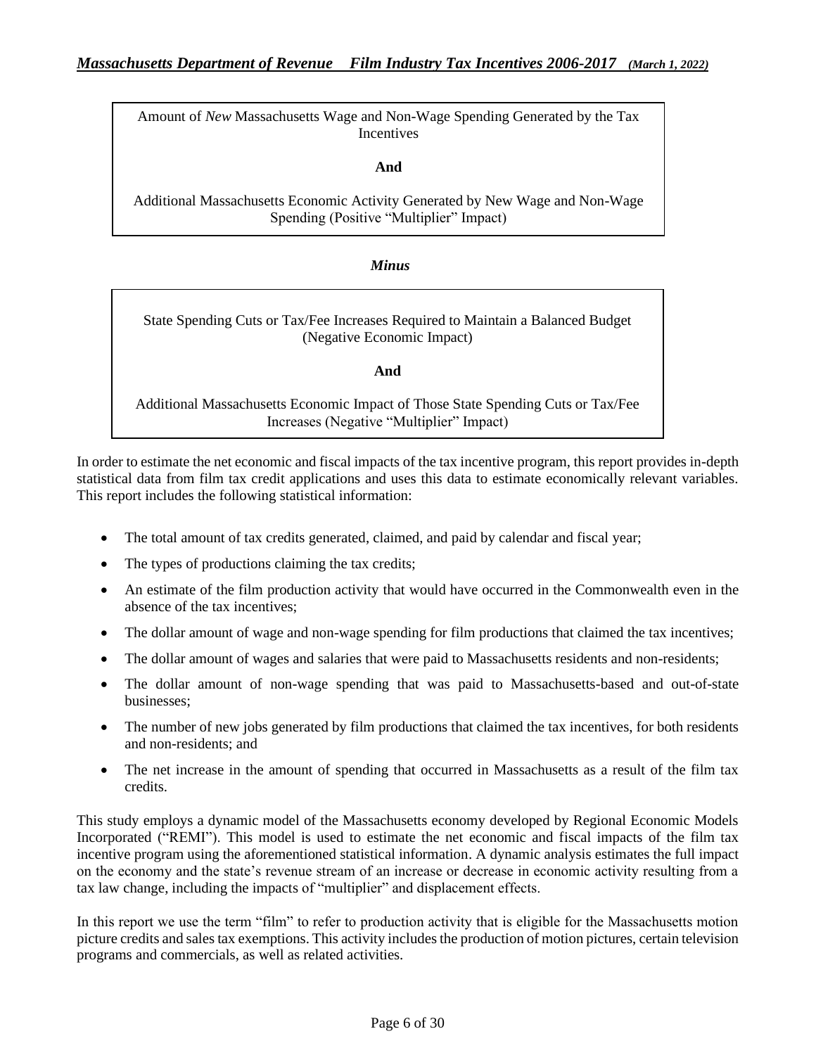Amount of *New* Massachusetts Wage and Non-Wage Spending Generated by the Tax Incentives

**And**

Additional Massachusetts Economic Activity Generated by New Wage and Non-Wage Spending (Positive "Multiplier" Impact)

***Minus***

State Spending Cuts or Tax/Fee Increases Required to Maintain a Balanced Budget (Negative Economic Impact)

**And**

Additional Massachusetts Economic Impact of Those State Spending Cuts or Tax/Fee Increases (Negative "Multiplier" Impact)

In order to estimate the net economic and fiscal impacts of the tax incentive program, this report provides in-depth statistical data from film tax credit applications and uses this data to estimate economically relevant variables. This report includes the following statistical information:

- The total amount of tax credits generated, claimed, and paid by calendar and fiscal year;
- The types of productions claiming the tax credits;
- An estimate of the film production activity that would have occurred in the Commonwealth even in the absence of the tax incentives;
- The dollar amount of wage and non-wage spending for film productions that claimed the tax incentives;
- The dollar amount of wages and salaries that were paid to Massachusetts residents and non-residents;
- The dollar amount of non-wage spending that was paid to Massachusetts-based and out-of-state businesses;
- The number of new jobs generated by film productions that claimed the tax incentives, for both residents and non-residents; and
- The net increase in the amount of spending that occurred in Massachusetts as a result of the film tax credits.

This study employs a dynamic model of the Massachusetts economy developed by Regional Economic Models Incorporated ("REMI"). This model is used to estimate the net economic and fiscal impacts of the film tax incentive program using the aforementioned statistical information. A dynamic analysis estimates the full impact on the economy and the state's revenue stream of an increase or decrease in economic activity resulting from a tax law change, including the impacts of "multiplier" and displacement effects.

In this report we use the term "film" to refer to production activity that is eligible for the Massachusetts motion picture credits and sales tax exemptions. This activity includes the production of motion pictures, certain television programs and commercials, as well as related activities.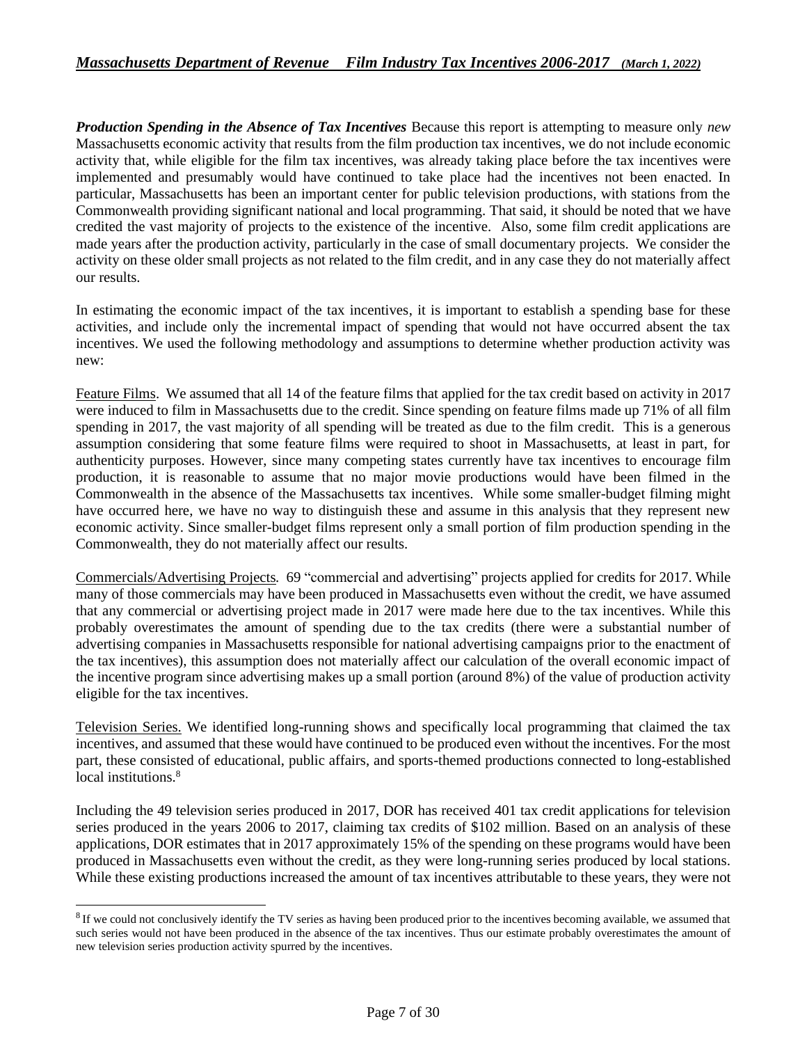***Production Spending in the Absence of Tax Incentives*** Because this report is attempting to measure only *new* Massachusetts economic activity that results from the film production tax incentives, we do not include economic activity that, while eligible for the film tax incentives, was already taking place before the tax incentives were implemented and presumably would have continued to take place had the incentives not been enacted. In particular, Massachusetts has been an important center for public television productions, with stations from the Commonwealth providing significant national and local programming. That said, it should be noted that we have credited the vast majority of projects to the existence of the incentive. Also, some film credit applications are made years after the production activity, particularly in the case of small documentary projects. We consider the activity on these older small projects as not related to the film credit, and in any case they do not materially affect our results.

In estimating the economic impact of the tax incentives, it is important to establish a spending base for these activities, and include only the incremental impact of spending that would not have occurred absent the tax incentives. We used the following methodology and assumptions to determine whether production activity was new:

Feature Films. We assumed that all 14 of the feature films that applied for the tax credit based on activity in 2017 were induced to film in Massachusetts due to the credit. Since spending on feature films made up 71% of all film spending in 2017, the vast majority of all spending will be treated as due to the film credit. This is a generous assumption considering that some feature films were required to shoot in Massachusetts, at least in part, for authenticity purposes. However, since many competing states currently have tax incentives to encourage film production, it is reasonable to assume that no major movie productions would have been filmed in the Commonwealth in the absence of the Massachusetts tax incentives. While some smaller-budget filming might have occurred here, we have no way to distinguish these and assume in this analysis that they represent new economic activity. Since smaller-budget films represent only a small portion of film production spending in the Commonwealth, they do not materially affect our results.

Commercials/Advertising Projects*.* 69 "commercial and advertising" projects applied for credits for 2017. While many of those commercials may have been produced in Massachusetts even without the credit, we have assumed that any commercial or advertising project made in 2017 were made here due to the tax incentives. While this probably overestimates the amount of spending due to the tax credits (there were a substantial number of advertising companies in Massachusetts responsible for national advertising campaigns prior to the enactment of the tax incentives), this assumption does not materially affect our calculation of the overall economic impact of the incentive program since advertising makes up a small portion (around 8%) of the value of production activity eligible for the tax incentives.

Television Series. We identified long-running shows and specifically local programming that claimed the tax incentives, and assumed that these would have continued to be produced even without the incentives. For the most part, these consisted of educational, public affairs, and sports-themed productions connected to long-established local institutions.[8]

Including the 49 television series produced in 2017, DOR has received 401 tax credit applications for television series produced in the years 2006 to 2017, claiming tax credits of $102 million. Based on an analysis of these applications, DOR estimates that in 2017 approximately 15% of the spending on these programs would have been produced in Massachusetts even without the credit, as they were long-running series produced by local stations. While these existing productions increased the amount of tax incentives attributable to these years, they were not

[8] If we could not conclusively identify the TV series as having been produced prior to the incentives becoming available, we assumed that such series would not have been produced in the absence of the tax incentives. Thus our estimate probably overestimates the amount of new television series production activity spurred by the incentives.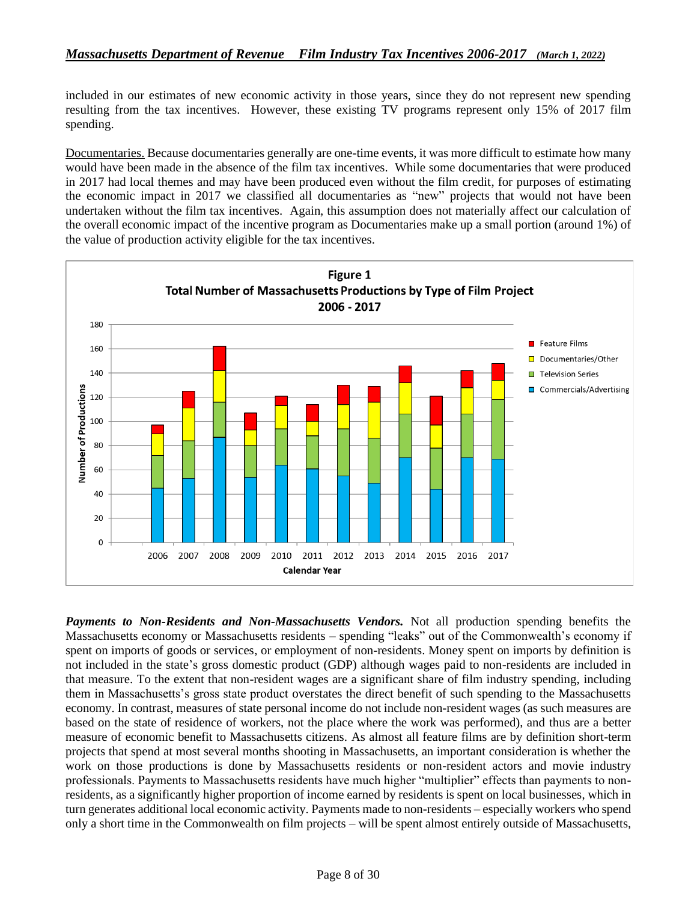included in our estimates of new economic activity in those years, since they do not represent new spending resulting from the tax incentives. However, these existing TV programs represent only 15% of 2017 film spending.

Documentaries. Because documentaries generally are one-time events, it was more difficult to estimate how many would have been made in the absence of the film tax incentives. While some documentaries that were produced in 2017 had local themes and may have been produced even without the film credit, for purposes of estimating the economic impact in 2017 we classified all documentaries as "new" projects that would not have been undertaken without the film tax incentives. Again, this assumption does not materially affect our calculation of the overall economic impact of the incentive program as Documentaries make up a small portion (around 1%) of the value of production activity eligible for the tax incentives.

**Figure 1**
**Total Number of Massachusetts Productions by Type of Film Project**
**2006 - 2017**

***Payments to Non-Residents and Non-Massachusetts Vendors.*** Not all production spending benefits the Massachusetts economy or Massachusetts residents – spending "leaks" out of the Commonwealth's economy if spent on imports of goods or services, or employment of non-residents. Money spent on imports by definition is not included in the state's gross domestic product (GDP) although wages paid to non-residents are included in that measure. To the extent that non-resident wages are a significant share of film industry spending, including them in Massachusetts's gross state product overstates the direct benefit of such spending to the Massachusetts economy. In contrast, measures of state personal income do not include non-resident wages (as such measures are based on the state of residence of workers, not the place where the work was performed), and thus are a better measure of economic benefit to Massachusetts citizens. As almost all feature films are by definition short-term projects that spend at most several months shooting in Massachusetts, an important consideration is whether the work on those productions is done by Massachusetts residents or non-resident actors and movie industry professionals. Payments to Massachusetts residents have much higher "multiplier" effects than payments to non-residents, as a significantly higher proportion of income earned by residents is spent on local businesses, which in turn generates additional local economic activity. Payments made to non-residents – especially workers who spend only a short time in the Commonwealth on film projects – will be spent almost entirely outside of Massachusetts,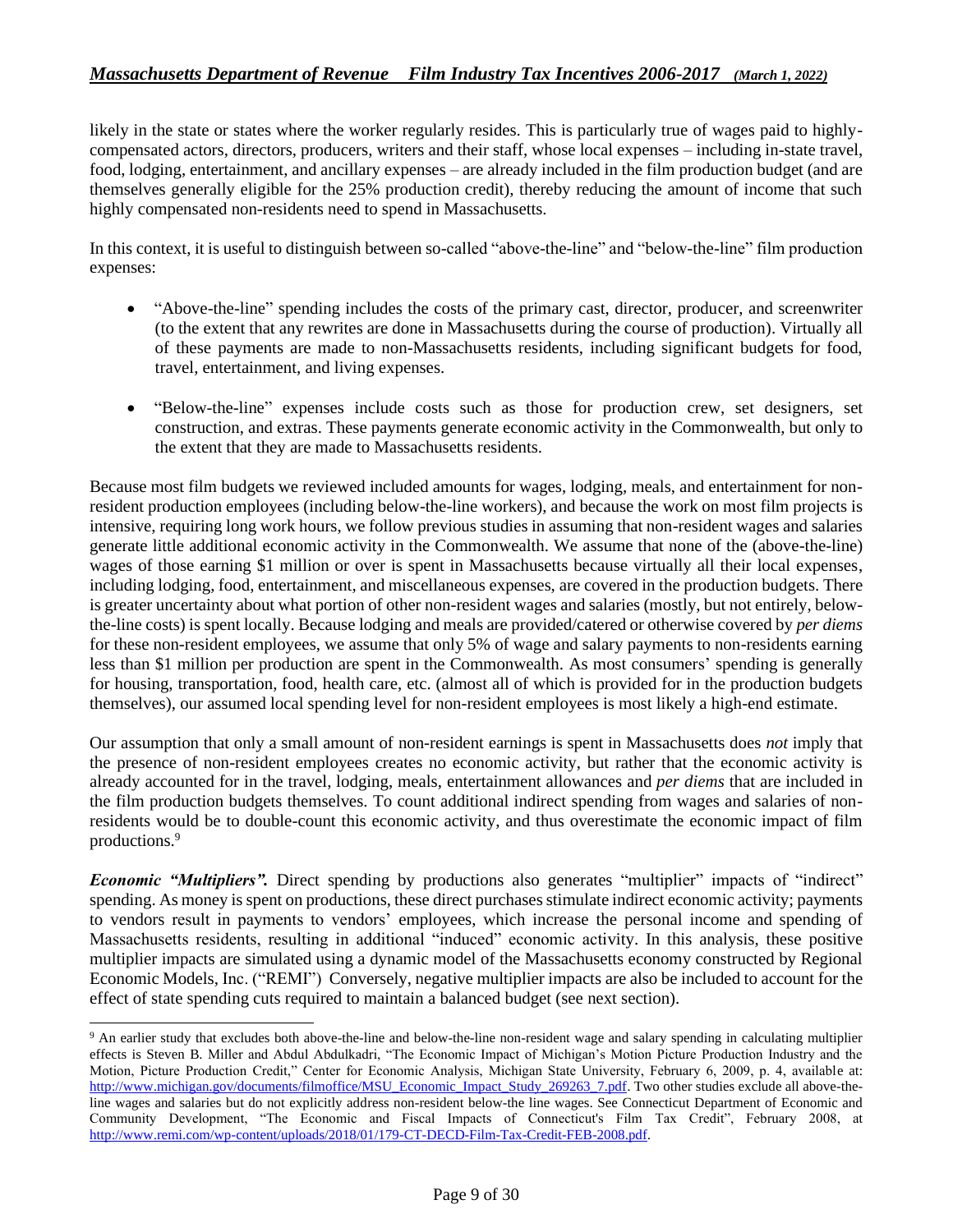likely in the state or states where the worker regularly resides. This is particularly true of wages paid to highly-compensated actors, directors, producers, writers and their staff, whose local expenses – including in-state travel, food, lodging, entertainment, and ancillary expenses – are already included in the film production budget (and are themselves generally eligible for the 25% production credit), thereby reducing the amount of income that such highly compensated non-residents need to spend in Massachusetts.

In this context, it is useful to distinguish between so-called "above-the-line" and "below-the-line" film production expenses:

- "Above-the-line" spending includes the costs of the primary cast, director, producer, and screenwriter (to the extent that any rewrites are done in Massachusetts during the course of production). Virtually all of these payments are made to non-Massachusetts residents, including significant budgets for food, travel, entertainment, and living expenses.

- "Below-the-line" expenses include costs such as those for production crew, set designers, set construction, and extras. These payments generate economic activity in the Commonwealth, but only to the extent that they are made to Massachusetts residents.

Because most film budgets we reviewed included amounts for wages, lodging, meals, and entertainment for non-resident production employees (including below-the-line workers), and because the work on most film projects is intensive, requiring long work hours, we follow previous studies in assuming that non-resident wages and salaries generate little additional economic activity in the Commonwealth. We assume that none of the (above-the-line) wages of those earning $1 million or over is spent in Massachusetts because virtually all their local expenses, including lodging, food, entertainment, and miscellaneous expenses, are covered in the production budgets. There is greater uncertainty about what portion of other non-resident wages and salaries (mostly, but not entirely, below-the-line costs) is spent locally. Because lodging and meals are provided/catered or otherwise covered by *per diems* for these non-resident employees, we assume that only 5% of wage and salary payments to non-residents earning less than $1 million per production are spent in the Commonwealth. As most consumers' spending is generally for housing, transportation, food, health care, etc. (almost all of which is provided for in the production budgets themselves), our assumed local spending level for non-resident employees is most likely a high-end estimate.

Our assumption that only a small amount of non-resident earnings is spent in Massachusetts does *not* imply that the presence of non-resident employees creates no economic activity, but rather that the economic activity is already accounted for in the travel, lodging, meals, entertainment allowances and *per diems* that are included in the film production budgets themselves. To count additional indirect spending from wages and salaries of non-residents would be to double-count this economic activity, and thus overestimate the economic impact of film productions.[9]

***Economic "Multipliers".*** Direct spending by productions also generates "multiplier" impacts of "indirect" spending. As money is spent on productions, these direct purchases stimulate indirect economic activity; payments to vendors result in payments to vendors' employees, which increase the personal income and spending of Massachusetts residents, resulting in additional "induced" economic activity. In this analysis, these positive multiplier impacts are simulated using a dynamic model of the Massachusetts economy constructed by Regional Economic Models, Inc. ("REMI") Conversely, negative multiplier impacts are also be included to account for the effect of state spending cuts required to maintain a balanced budget (see next section).

[9] An earlier study that excludes both above-the-line and below-the-line non-resident wage and salary spending in calculating multiplier effects is Steven B. Miller and Abdul Abdulkadri, "The Economic Impact of Michigan's Motion Picture Production Industry and the Motion, Picture Production Credit," Center for Economic Analysis, Michigan State University, February 6, 2009, p. 4, available at: http://www.michigan.gov/documents/filmoffice/MSU_Economic_Impact_Study_269263_7.pdf. Two other studies exclude all above-the-line wages and salaries but do not explicitly address non-resident below-the line wages. See Connecticut Department of Economic and Community Development, "The Economic and Fiscal Impacts of Connecticut's Film Tax Credit", February 2008, at http://www.remi.com/wp-content/uploads/2018/01/179-CT-DECD-Film-Tax-Credit-FEB-2008.pdf.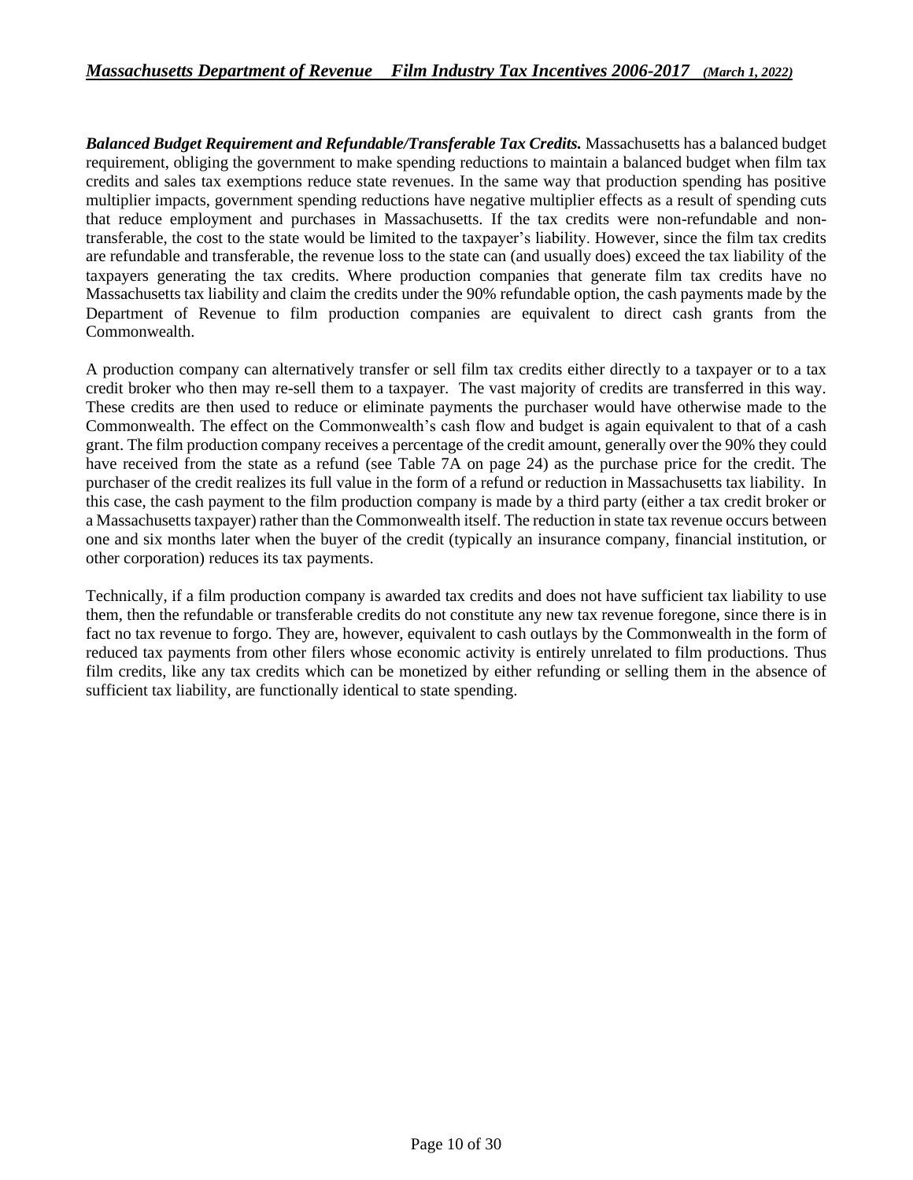***Balanced Budget Requirement and Refundable/Transferable Tax Credits.*** Massachusetts has a balanced budget requirement, obliging the government to make spending reductions to maintain a balanced budget when film tax credits and sales tax exemptions reduce state revenues. In the same way that production spending has positive multiplier impacts, government spending reductions have negative multiplier effects as a result of spending cuts that reduce employment and purchases in Massachusetts. If the tax credits were non-refundable and non-transferable, the cost to the state would be limited to the taxpayer's liability. However, since the film tax credits are refundable and transferable, the revenue loss to the state can (and usually does) exceed the tax liability of the taxpayers generating the tax credits. Where production companies that generate film tax credits have no Massachusetts tax liability and claim the credits under the 90% refundable option, the cash payments made by the Department of Revenue to film production companies are equivalent to direct cash grants from the Commonwealth.

A production company can alternatively transfer or sell film tax credits either directly to a taxpayer or to a tax credit broker who then may re-sell them to a taxpayer. The vast majority of credits are transferred in this way. These credits are then used to reduce or eliminate payments the purchaser would have otherwise made to the Commonwealth. The effect on the Commonwealth's cash flow and budget is again equivalent to that of a cash grant. The film production company receives a percentage of the credit amount, generally over the 90% they could have received from the state as a refund (see Table 7A on page 24) as the purchase price for the credit. The purchaser of the credit realizes its full value in the form of a refund or reduction in Massachusetts tax liability. In this case, the cash payment to the film production company is made by a third party (either a tax credit broker or a Massachusetts taxpayer) rather than the Commonwealth itself. The reduction in state tax revenue occurs between one and six months later when the buyer of the credit (typically an insurance company, financial institution, or other corporation) reduces its tax payments.

Technically, if a film production company is awarded tax credits and does not have sufficient tax liability to use them, then the refundable or transferable credits do not constitute any new tax revenue foregone, since there is in fact no tax revenue to forgo. They are, however, equivalent to cash outlays by the Commonwealth in the form of reduced tax payments from other filers whose economic activity is entirely unrelated to film productions. Thus film credits, like any tax credits which can be monetized by either refunding or selling them in the absence of sufficient tax liability, are functionally identical to state spending.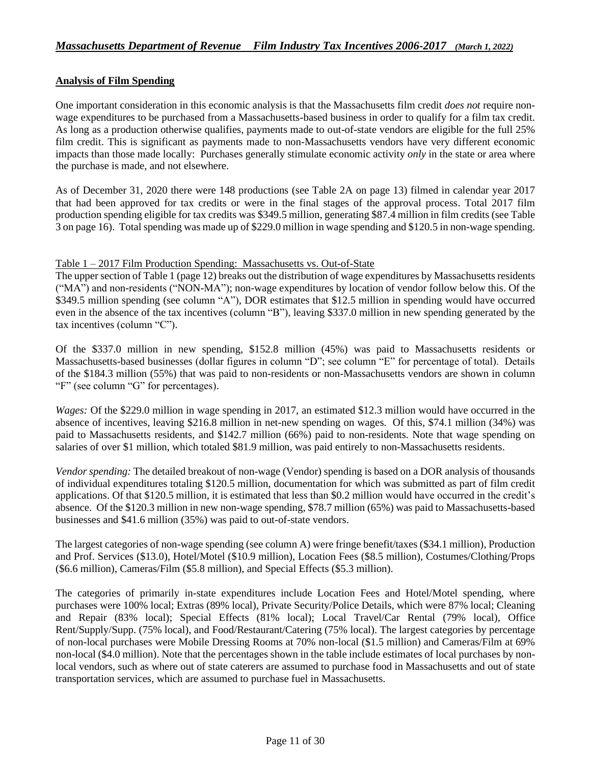## Analysis of Film Spending

One important consideration in this economic analysis is that the Massachusetts film credit *does not* require non-wage expenditures to be purchased from a Massachusetts-based business in order to qualify for a film tax credit. As long as a production otherwise qualifies, payments made to out-of-state vendors are eligible for the full 25% film credit. This is significant as payments made to non-Massachusetts vendors have very different economic impacts than those made locally: Purchases generally stimulate economic activity *only* in the state or area where the purchase is made, and not elsewhere.

As of December 31, 2020 there were 148 productions (see Table 2A on page 13) filmed in calendar year 2017 that had been approved for tax credits or were in the final stages of the approval process. Total 2017 film production spending eligible for tax credits was $349.5 million, generating $87.4 million in film credits (see Table 3 on page 16). Total spending was made up of $229.0 million in wage spending and $120.5 in non-wage spending.

Table 1 – 2017 Film Production Spending: Massachusetts vs. Out-of-State

The upper section of Table 1 (page 12) breaks out the distribution of wage expenditures by Massachusetts residents ("MA") and non-residents ("NON-MA"); non-wage expenditures by location of vendor follow below this. Of the $349.5 million spending (see column "A"), DOR estimates that $12.5 million in spending would have occurred even in the absence of the tax incentives (column "B"), leaving $337.0 million in new spending generated by the tax incentives (column "C").

Of the $337.0 million in new spending, $152.8 million (45%) was paid to Massachusetts residents or Massachusetts-based businesses (dollar figures in column "D"; see column "E" for percentage of total). Details of the $184.3 million (55%) that was paid to non-residents or non-Massachusetts vendors are shown in column "F" (see column "G" for percentages).

*Wages:* Of the $229.0 million in wage spending in 2017, an estimated $12.3 million would have occurred in the absence of incentives, leaving $216.8 million in net-new spending on wages. Of this, $74.1 million (34%) was paid to Massachusetts residents, and $142.7 million (66%) paid to non-residents. Note that wage spending on salaries of over $1 million, which totaled $81.9 million, was paid entirely to non-Massachusetts residents.

*Vendor spending:* The detailed breakout of non-wage (Vendor) spending is based on a DOR analysis of thousands of individual expenditures totaling $120.5 million, documentation for which was submitted as part of film credit applications. Of that $120.5 million, it is estimated that less than $0.2 million would have occurred in the credit's absence. Of the $120.3 million in new non-wage spending, $78.7 million (65%) was paid to Massachusetts-based businesses and $41.6 million (35%) was paid to out-of-state vendors.

The largest categories of non-wage spending (see column A) were fringe benefit/taxes ($34.1 million), Production and Prof. Services ($13.0), Hotel/Motel ($10.9 million), Location Fees ($8.5 million), Costumes/Clothing/Props ($6.6 million), Cameras/Film ($5.8 million), and Special Effects ($5.3 million).

The categories of primarily in-state expenditures include Location Fees and Hotel/Motel spending, where purchases were 100% local; Extras (89% local), Private Security/Police Details, which were 87% local; Cleaning and Repair (83% local); Special Effects (81% local); Local Travel/Car Rental (79% local), Office Rent/Supply/Supp. (75% local), and Food/Restaurant/Catering (75% local). The largest categories by percentage of non-local purchases were Mobile Dressing Rooms at 70% non-local ($1.5 million) and Cameras/Film at 69% non-local ($4.0 million). Note that the percentages shown in the table include estimates of local purchases by non-local vendors, such as where out of state caterers are assumed to purchase food in Massachusetts and out of state transportation services, which are assumed to purchase fuel in Massachusetts.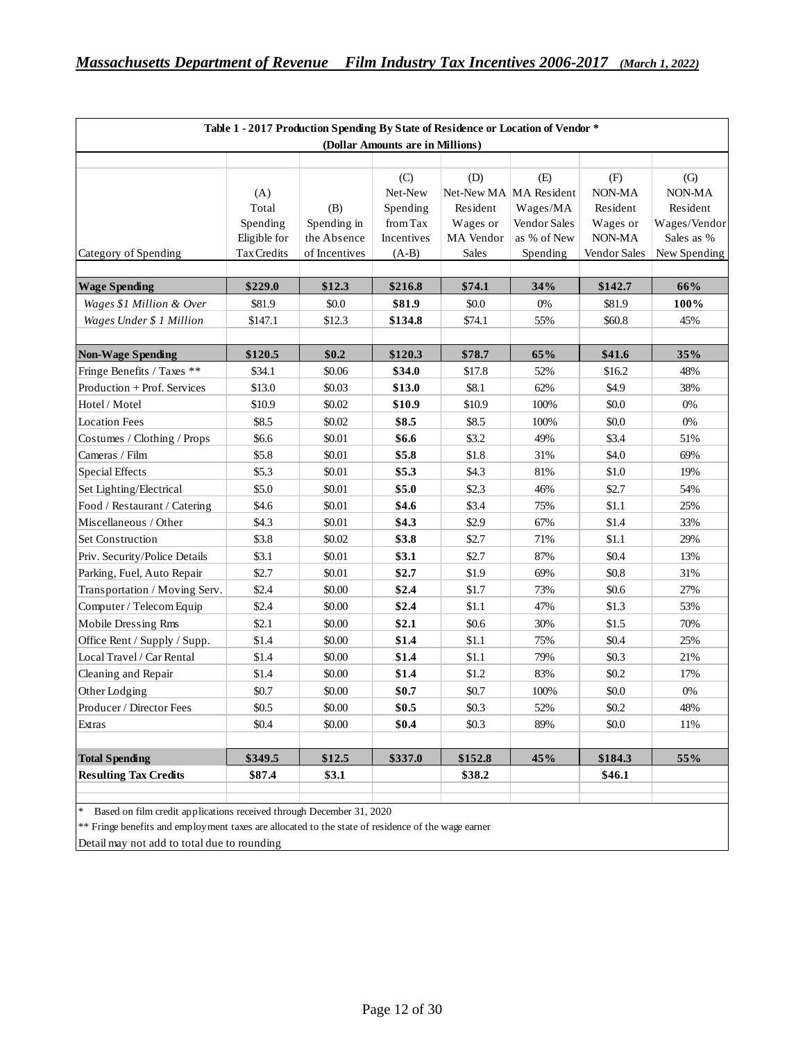**Table 1 - 2017 Production Spending By State of Residence or Location of Vendor ***
**(Dollar Amounts are in Millions)**

| Category of Spending | (A) Total Spending Eligible for Tax Credits | (B) Spending in the Absence of Incentives | (C) Net-New Spending from Tax Incentives (A-B) | (D) Net-New MA Resident Wages or MA Vendor Sales | (E) MA Resident Wages/MA Vendor Sales as % of New Spending | (F) NON-MA Resident Wages or NON-MA Vendor Sales | (G) NON-MA Resident Wages/Vendor Sales as % New Spending |
|---|---|---|---|---|---|---|---|
| **Wage Spending** | **$229.0** | **$12.3** | **$216.8** | **$74.1** | **34%** | **$142.7** | **66%** |
| *Wages $1 Million & Over* | $81.9 | $0.0 | **$81.9** | $0.0 | 0% | $81.9 | **100%** |
| *Wages Under $ 1 Million* | $147.1 | $12.3 | **$134.8** | $74.1 | 55% | $60.8 | 45% |
| **Non-Wage Spending** | **$120.5** | **$0.2** | **$120.3** | **$78.7** | **65%** | **$41.6** | **35%** |
| Fringe Benefits / Taxes ** | $34.1 | $0.06 | **$34.0** | $17.8 | 52% | $16.2 | 48% |
| Production + Prof. Services | $13.0 | $0.03 | **$13.0** | $8.1 | 62% | $4.9 | 38% |
| Hotel / Motel | $10.9 | $0.02 | **$10.9** | $10.9 | 100% | $0.0 | 0% |
| Location Fees | $8.5 | $0.02 | **$8.5** | $8.5 | 100% | $0.0 | 0% |
| Costumes / Clothing / Props | $6.6 | $0.01 | **$6.6** | $3.2 | 49% | $3.4 | 51% |
| Cameras / Film | $5.8 | $0.01 | **$5.8** | $1.8 | 31% | $4.0 | 69% |
| Special Effects | $5.3 | $0.01 | **$5.3** | $4.3 | 81% | $1.0 | 19% |
| Set Lighting/Electrical | $5.0 | $0.01 | **$5.0** | $2.3 | 46% | $2.7 | 54% |
| Food / Restaurant / Catering | $4.6 | $0.01 | **$4.6** | $3.4 | 75% | $1.1 | 25% |
| Miscellaneous / Other | $4.3 | $0.01 | **$4.3** | $2.9 | 67% | $1.4 | 33% |
| Set Construction | $3.8 | $0.02 | **$3.8** | $2.7 | 71% | $1.1 | 29% |
| Priv. Security/Police Details | $3.1 | $0.01 | **$3.1** | $2.7 | 87% | $0.4 | 13% |
| Parking, Fuel, Auto Repair | $2.7 | $0.01 | **$2.7** | $1.9 | 69% | $0.8 | 31% |
| Transportation / Moving Serv. | $2.4 | $0.00 | **$2.4** | $1.7 | 73% | $0.6 | 27% |
| Computer / Telecom Equip | $2.4 | $0.00 | **$2.4** | $1.1 | 47% | $1.3 | 53% |
| Mobile Dressing Rms | $2.1 | $0.00 | **$2.1** | $0.6 | 30% | $1.5 | 70% |
| Office Rent / Supply / Supp. | $1.4 | $0.00 | **$1.4** | $1.1 | 75% | $0.4 | 25% |
| Local Travel / Car Rental | $1.4 | $0.00 | **$1.4** | $1.1 | 79% | $0.3 | 21% |
| Cleaning and Repair | $1.4 | $0.00 | **$1.4** | $1.2 | 83% | $0.2 | 17% |
| Other Lodging | $0.7 | $0.00 | **$0.7** | $0.7 | 100% | $0.0 | 0% |
| Producer / Director Fees | $0.5 | $0.00 | **$0.5** | $0.3 | 52% | $0.2 | 48% |
| Extras | $0.4 | $0.00 | **$0.4** | $0.3 | 89% | $0.0 | 11% |
| **Total Spending** | **$349.5** | **$12.5** | **$337.0** | **$152.8** | **45%** | **$184.3** | **55%** |
| **Resulting Tax Credits** | **$87.4** | **$3.1** | | **$38.2** | | **$46.1** | |

\* Based on film credit applications received through December 31, 2020

** Fringe benefits and employment taxes are allocated to the state of residence of the wage earner

Detail may not add to total due to rounding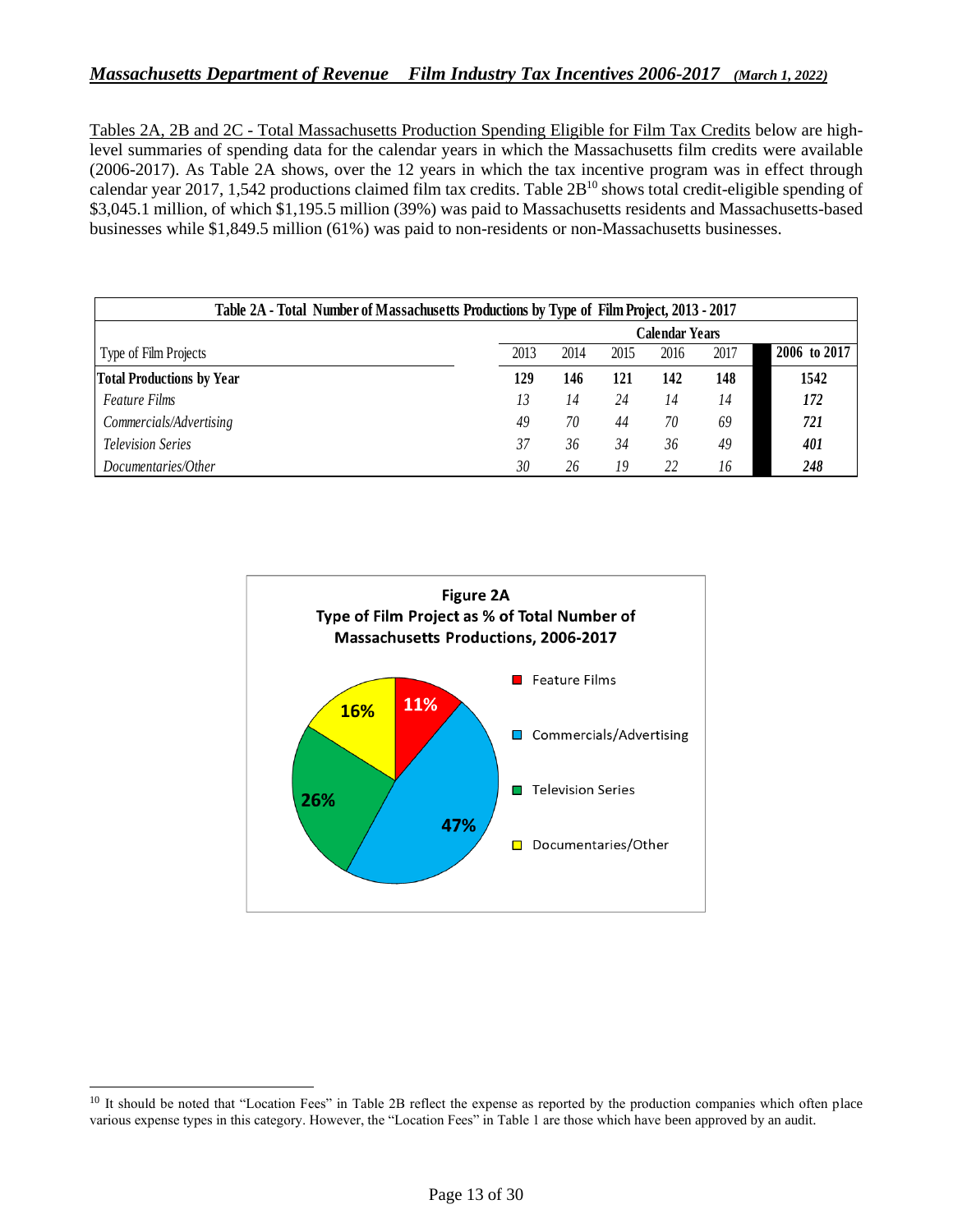Tables 2A, 2B and 2C - Total Massachusetts Production Spending Eligible for Film Tax Credits below are high-level summaries of spending data for the calendar years in which the Massachusetts film credits were available (2006-2017). As Table 2A shows, over the 12 years in which the tax incentive program was in effect through calendar year 2017, 1,542 productions claimed film tax credits. Table 2B[10] shows total credit-eligible spending of $3,045.1 million, of which $1,195.5 million (39%) was paid to Massachusetts residents and Massachusetts-based businesses while $1,849.5 million (61%) was paid to non-residents or non-Massachusetts businesses.

**Table 2A - Total Number of Massachusetts Productions by Type of Film Project, 2013 - 2017**

| | Calendar Years | | | | | |
|---|---|---|---|---|---|---|
| Type of Film Projects | 2013 | 2014 | 2015 | 2016 | 2017 | 2006 to 2017 |
| **Total Productions by Year** | **129** | **146** | **121** | **142** | **148** | **1542** |
| *Feature Films* | *13* | *14* | *24* | *14* | *14* | ***172*** |
| *Commercials/Advertising* | *49* | *70* | *44* | *70* | *69* | ***721*** |
| *Television Series* | *37* | *36* | *34* | *36* | *49* | ***401*** |
| *Documentaries/Other* | *30* | *26* | *19* | *22* | *16* | ***248*** |

**Figure 2A**
**Type of Film Project as % of Total Number of Massachusetts Productions, 2006-2017**

| Type of Film Project | % |
|---|---|
| Feature Films | 11% |
| Commercials/Advertising | 47% |
| Television Series | 26% |
| Documentaries/Other | 16% |

[10] It should be noted that "Location Fees" in Table 2B reflect the expense as reported by the production companies which often place various expense types in this category. However, the "Location Fees" in Table 1 are those which have been approved by an audit.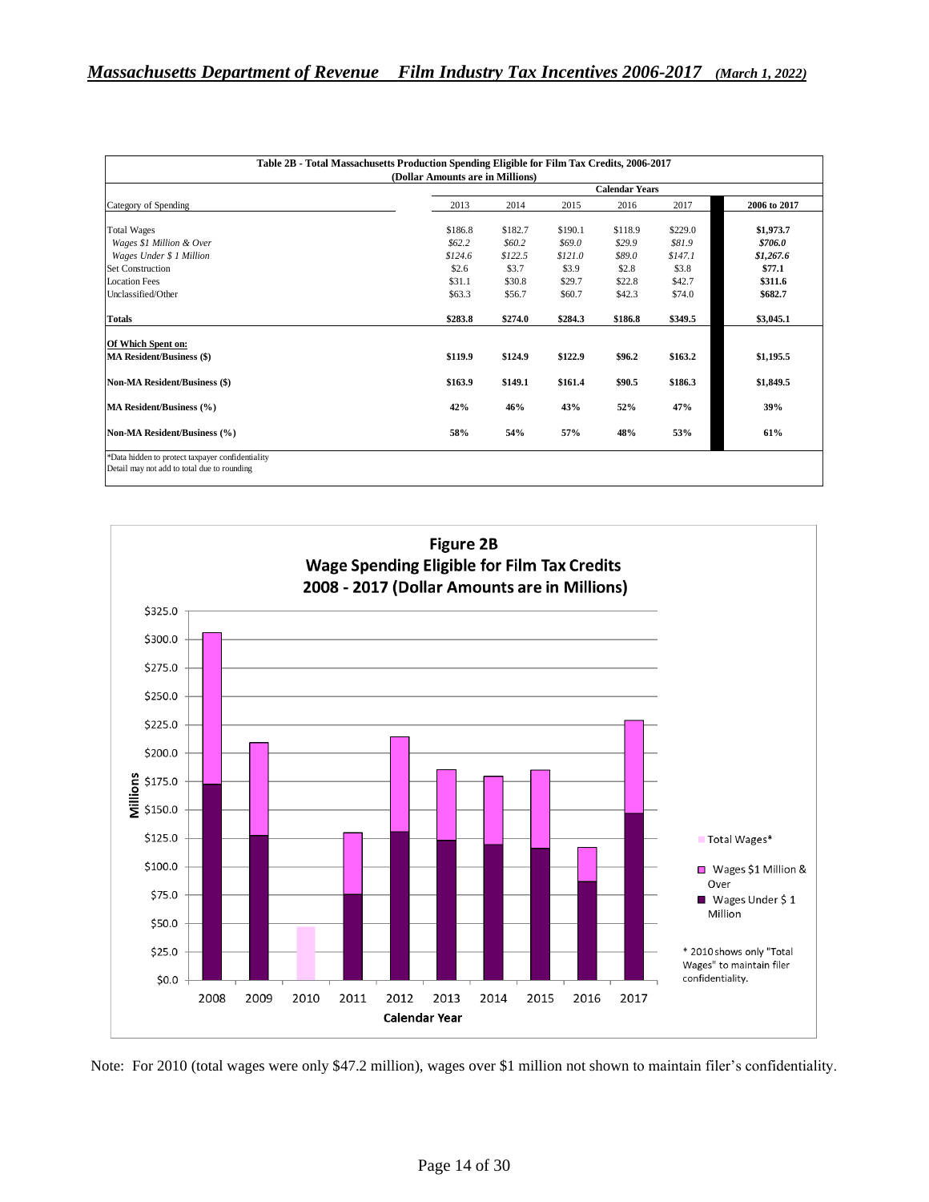**Table 2B - Total Massachusetts Production Spending Eligible for Film Tax Credits, 2006-2017**
**(Dollar Amounts are in Millions)**

| Category of Spending | Calendar Years | | | | | 2006 to 2017 |
|---|---|---|---|---|---|---|
| | 2013 | 2014 | 2015 | 2016 | 2017 | |
| Total Wages | \$186.8 | \$182.7 | \$190.1 | \$118.9 | \$229.0 | **\$1,973.7** |
| *Wages \$1 Million & Over* | *\$62.2* | *\$60.2* | *\$69.0* | *\$29.9* | *\$81.9* | ***\$706.0*** |
| *Wages Under \$ 1 Million* | *\$124.6* | *\$122.5* | *\$121.0* | *\$89.0* | *\$147.1* | ***\$1,267.6*** |
| Set Construction | \$2.6 | \$3.7 | \$3.9 | \$2.8 | \$3.8 | **\$77.1** |
| Location Fees | \$31.1 | \$30.8 | \$29.7 | \$22.8 | \$42.7 | **\$311.6** |
| Unclassified/Other | \$63.3 | \$56.7 | \$60.7 | \$42.3 | \$74.0 | **\$682.7** |
| **Totals** | **\$283.8** | **\$274.0** | **\$284.3** | **\$186.8** | **\$349.5** | **\$3,045.1** |
| **Of Which Spent on:** | | | | | | |
| **MA Resident/Business (\$)** | **\$119.9** | **\$124.9** | **\$122.9** | **\$96.2** | **\$163.2** | **\$1,195.5** |
| **Non-MA Resident/Business (\$)** | **\$163.9** | **\$149.1** | **\$161.4** | **\$90.5** | **\$186.3** | **\$1,849.5** |
| **MA Resident/Business (%)** | **42%** | **46%** | **43%** | **52%** | **47%** | **39%** |
| **Non-MA Resident/Business (%)** | **58%** | **54%** | **57%** | **48%** | **53%** | **61%** |

*Data hidden to protect taxpayer confidentiality
Detail may not add to total due to rounding

**Figure 2B**
**Wage Spending Eligible for Film Tax Credits**
**2008 - 2017 (Dollar Amounts are in Millions)**

\* 2010 shows only "Total Wages" to maintain filer confidentiality.

Note: For 2010 (total wages were only \$47.2 million), wages over \$1 million not shown to maintain filer's confidentiality.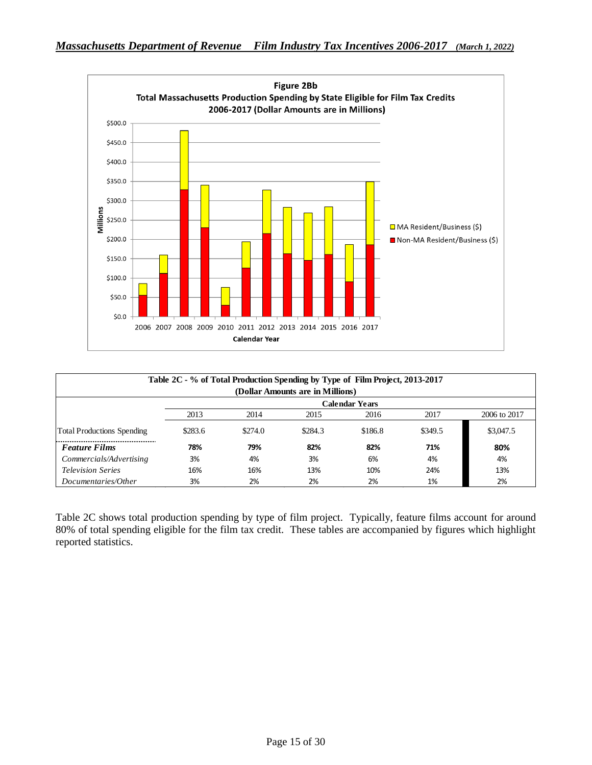**Figure 2Bb**
**Total Massachusetts Production Spending by State Eligible for Film Tax Credits 2006-2017 (Dollar Amounts are in Millions)**

| Table 2C - % of Total Production Spending by Type of Film Project, 2013-2017 (Dollar Amounts are in Millions) | | | | | | |
|---|---|---|---|---|---|---|
| | Calendar Years | | | | | |
| | 2013 | 2014 | 2015 | 2016 | 2017 | 2006 to 2017 |
| Total Productions Spending | $283.6 | $274.0 | $284.3 | $186.8 | $349.5 | $3,047.5 |
| ***Feature Films*** | **78%** | **79%** | **82%** | **82%** | **71%** | **80%** |
| *Commercials/Advertising* | 3% | 4% | 3% | 6% | 4% | 4% |
| *Television Series* | 16% | 16% | 13% | 10% | 24% | 13% |
| *Documentaries/Other* | 3% | 2% | 2% | 2% | 1% | 2% |

Table 2C shows total production spending by type of film project. Typically, feature films account for around 80% of total spending eligible for the film tax credit. These tables are accompanied by figures which highlight reported statistics.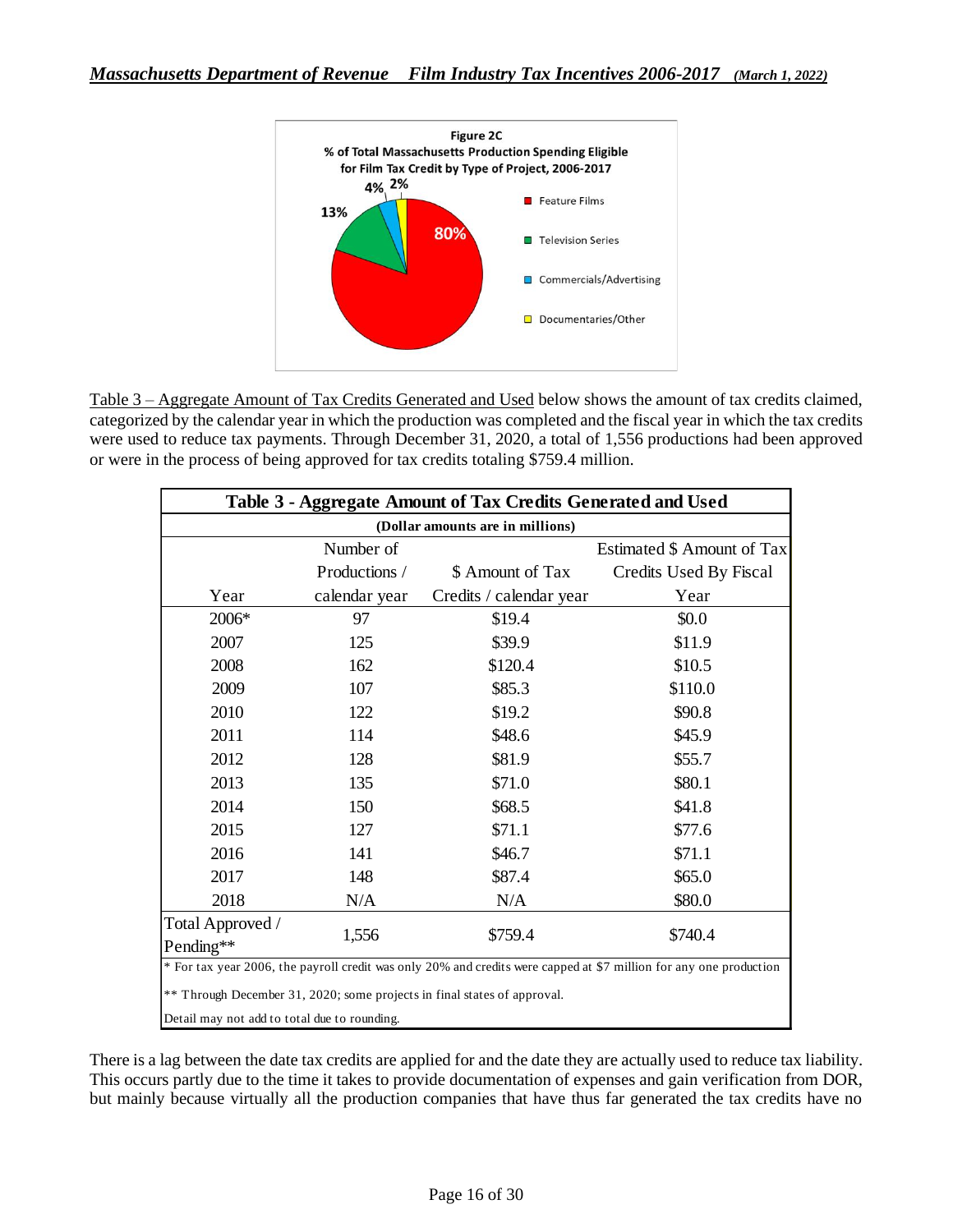Figure 2C
% of Total Massachusetts Production Spending Eligible for Film Tax Credit by Type of Project, 2006-2017

- Feature Films: 80%
- Television Series: 13%
- Commercials/Advertising: 4%
- Documentaries/Other: 2%

Table 3 – Aggregate Amount of Tax Credits Generated and Used below shows the amount of tax credits claimed, categorized by the calendar year in which the production was completed and the fiscal year in which the tax credits were used to reduce tax payments. Through December 31, 2020, a total of 1,556 productions had been approved or were in the process of being approved for tax credits totaling $759.4 million.

**Table 3 - Aggregate Amount of Tax Credits Generated and Used**

**(Dollar amounts are in millions)**

| Year | Number of Productions / calendar year | $ Amount of Tax Credits / calendar year | Estimated $ Amount of Tax Credits Used By Fiscal Year |
|---|---|---|---|
| 2006* | 97 | $19.4 | $0.0 |
| 2007 | 125 | $39.9 | $11.9 |
| 2008 | 162 | $120.4 | $10.5 |
| 2009 | 107 | $85.3 | $110.0 |
| 2010 | 122 | $19.2 | $90.8 |
| 2011 | 114 | $48.6 | $45.9 |
| 2012 | 128 | $81.9 | $55.7 |
| 2013 | 135 | $71.0 | $80.1 |
| 2014 | 150 | $68.5 | $41.8 |
| 2015 | 127 | $71.1 | $77.6 |
| 2016 | 141 | $46.7 | $71.1 |
| 2017 | 148 | $87.4 | $65.0 |
| 2018 | N/A | N/A | $80.0 |
| Total Approved / Pending** | 1,556 | $759.4 | $740.4 |

\* For tax year 2006, the payroll credit was only 20% and credits were capped at $7 million for any one production

\*\* Through December 31, 2020; some projects in final states of approval.

Detail may not add to total due to rounding.

There is a lag between the date tax credits are applied for and the date they are actually used to reduce tax liability. This occurs partly due to the time it takes to provide documentation of expenses and gain verification from DOR, but mainly because virtually all the production companies that have thus far generated the tax credits have no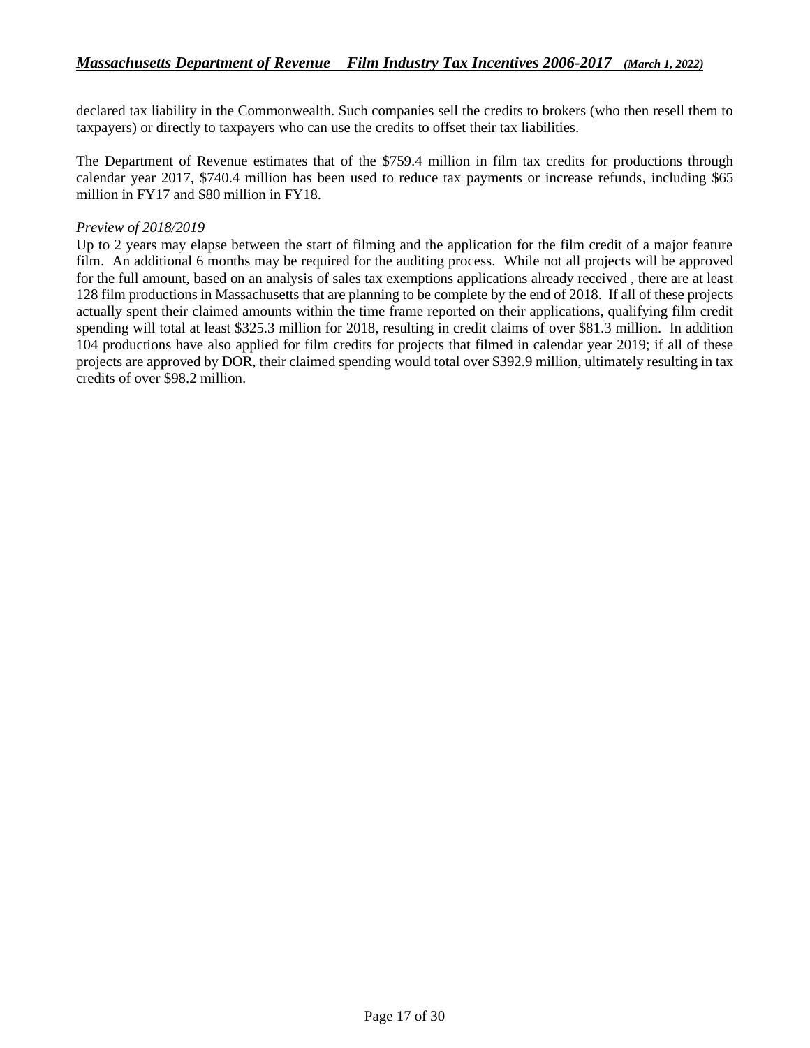declared tax liability in the Commonwealth. Such companies sell the credits to brokers (who then resell them to taxpayers) or directly to taxpayers who can use the credits to offset their tax liabilities.

The Department of Revenue estimates that of the $759.4 million in film tax credits for productions through calendar year 2017, $740.4 million has been used to reduce tax payments or increase refunds, including $65 million in FY17 and $80 million in FY18.

*Preview of 2018/2019*

Up to 2 years may elapse between the start of filming and the application for the film credit of a major feature film. An additional 6 months may be required for the auditing process. While not all projects will be approved for the full amount, based on an analysis of sales tax exemptions applications already received , there are at least 128 film productions in Massachusetts that are planning to be complete by the end of 2018. If all of these projects actually spent their claimed amounts within the time frame reported on their applications, qualifying film credit spending will total at least $325.3 million for 2018, resulting in credit claims of over $81.3 million. In addition 104 productions have also applied for film credits for projects that filmed in calendar year 2019; if all of these projects are approved by DOR, their claimed spending would total over $392.9 million, ultimately resulting in tax credits of over $98.2 million.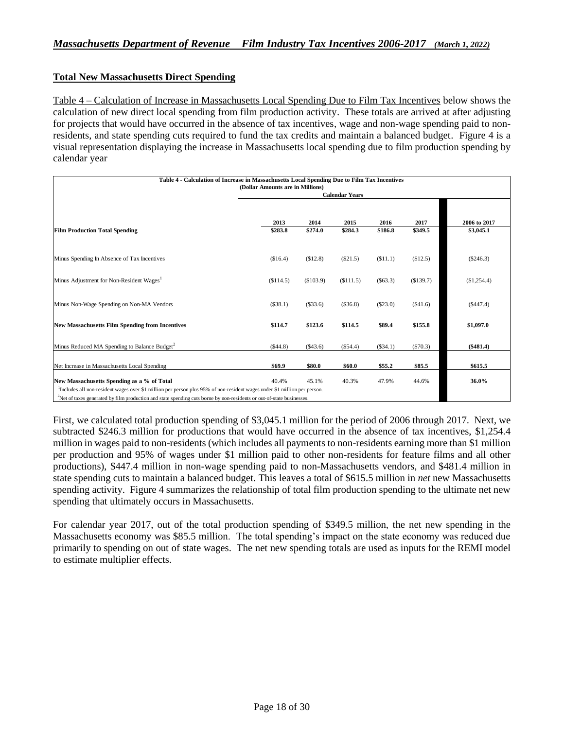## Total New Massachusetts Direct Spending

Table 4 – Calculation of Increase in Massachusetts Local Spending Due to Film Tax Incentives below shows the calculation of new direct local spending from film production activity. These totals are arrived at after adjusting for projects that would have occurred in the absence of tax incentives, wage and non-wage spending paid to non-residents, and state spending cuts required to fund the tax credits and maintain a balanced budget. Figure 4 is a visual representation displaying the increase in Massachusetts local spending due to film production spending by calendar year

**Table 4 - Calculation of Increase in Massachusetts Local Spending Due to Film Tax Incentives**
**(Dollar Amounts are in Millions)**

| | Calendar Years | | | | | |
|---|---|---|---|---|---|---|
| | **2013** | **2014** | **2015** | **2016** | **2017** | **2006 to 2017** |
| **Film Production Total Spending** | **$283.8** | **$274.0** | **$284.3** | **$186.8** | **$349.5** | **$3,045.1** |
| Minus Spending In Absence of Tax Incentives | ($16.4) | ($12.8) | ($21.5) | ($11.1) | ($12.5) | ($246.3) |
| Minus Adjustment for Non-Resident Wages[1] | ($114.5) | ($103.9) | ($111.5) | ($63.3) | ($139.7) | ($1,254.4) |
| Minus Non-Wage Spending on Non-MA Vendors | ($38.1) | ($33.6) | ($36.8) | ($23.0) | ($41.6) | ($447.4) |
| **New Massachusetts Film Spending from Incentives** | **$114.7** | **$123.6** | **$114.5** | **$89.4** | **$155.8** | **$1,097.0** |
| Minus Reduced MA Spending to Balance Budget[2] | ($44.8) | ($43.6) | ($54.4) | ($34.1) | ($70.3) | **($481.4)** |
| Net Increase in Massachusetts Local Spending | **$69.9** | **$80.0** | **$60.0** | **$55.2** | **$85.5** | **$615.5** |
| **New Massachusetts Spending as a % of Total** | 40.4% | 45.1% | 40.3% | 47.9% | 44.6% | **36.0%** |

[1]Includes all non-resident wages over $1 million per person plus 95% of non-resident wages under $1 million per person.

[2]Net of taxes generated by film production and state spending cuts borne by non-residents or out-of-state businesses.

First, we calculated total production spending of $3,045.1 million for the period of 2006 through 2017. Next, we subtracted $246.3 million for productions that would have occurred in the absence of tax incentives, $1,254.4 million in wages paid to non-residents (which includes all payments to non-residents earning more than $1 million per production and 95% of wages under $1 million paid to other non-residents for feature films and all other productions), $447.4 million in non-wage spending paid to non-Massachusetts vendors, and $481.4 million in state spending cuts to maintain a balanced budget. This leaves a total of $615.5 million in *net* new Massachusetts spending activity. Figure 4 summarizes the relationship of total film production spending to the ultimate net new spending that ultimately occurs in Massachusetts.

For calendar year 2017, out of the total production spending of $349.5 million, the net new spending in the Massachusetts economy was $85.5 million. The total spending's impact on the state economy was reduced due primarily to spending on out of state wages. The net new spending totals are used as inputs for the REMI model to estimate multiplier effects.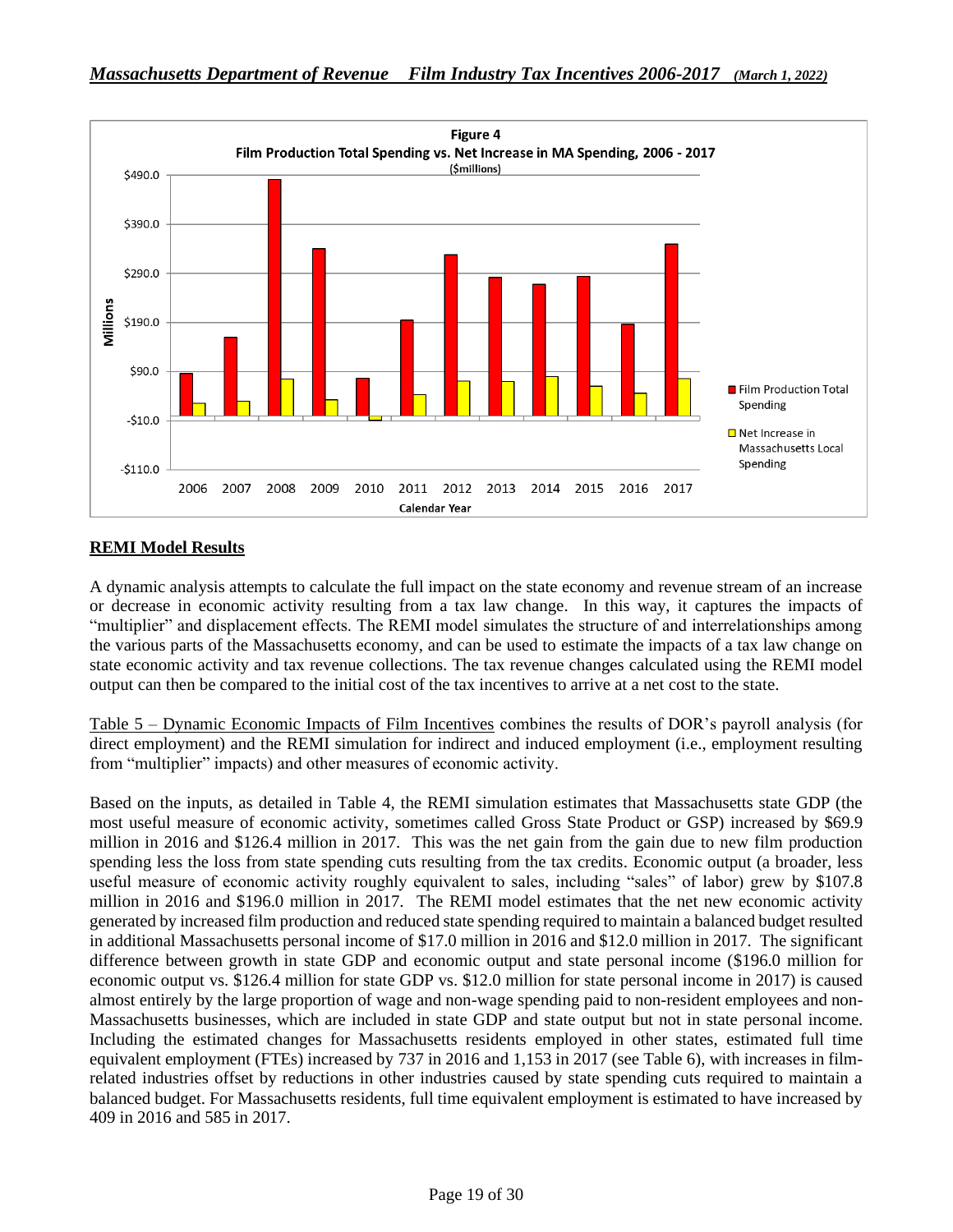Figure 4

Film Production Total Spending vs. Net Increase in MA Spending, 2006 - 2017

($millions)

## REMI Model Results

A dynamic analysis attempts to calculate the full impact on the state economy and revenue stream of an increase or decrease in economic activity resulting from a tax law change. In this way, it captures the impacts of "multiplier" and displacement effects. The REMI model simulates the structure of and interrelationships among the various parts of the Massachusetts economy, and can be used to estimate the impacts of a tax law change on state economic activity and tax revenue collections. The tax revenue changes calculated using the REMI model output can then be compared to the initial cost of the tax incentives to arrive at a net cost to the state.

Table 5 – Dynamic Economic Impacts of Film Incentives combines the results of DOR's payroll analysis (for direct employment) and the REMI simulation for indirect and induced employment (i.e., employment resulting from "multiplier" impacts) and other measures of economic activity.

Based on the inputs, as detailed in Table 4, the REMI simulation estimates that Massachusetts state GDP (the most useful measure of economic activity, sometimes called Gross State Product or GSP) increased by $69.9 million in 2016 and $126.4 million in 2017. This was the net gain from the gain due to new film production spending less the loss from state spending cuts resulting from the tax credits. Economic output (a broader, less useful measure of economic activity roughly equivalent to sales, including "sales" of labor) grew by $107.8 million in 2016 and $196.0 million in 2017. The REMI model estimates that the net new economic activity generated by increased film production and reduced state spending required to maintain a balanced budget resulted in additional Massachusetts personal income of $17.0 million in 2016 and $12.0 million in 2017. The significant difference between growth in state GDP and economic output and state personal income ($196.0 million for economic output vs. $126.4 million for state GDP vs. $12.0 million for state personal income in 2017) is caused almost entirely by the large proportion of wage and non-wage spending paid to non-resident employees and non-Massachusetts businesses, which are included in state GDP and state output but not in state personal income. Including the estimated changes for Massachusetts residents employed in other states, estimated full time equivalent employment (FTEs) increased by 737 in 2016 and 1,153 in 2017 (see Table 6), with increases in film-related industries offset by reductions in other industries caused by state spending cuts required to maintain a balanced budget. For Massachusetts residents, full time equivalent employment is estimated to have increased by 409 in 2016 and 585 in 2017.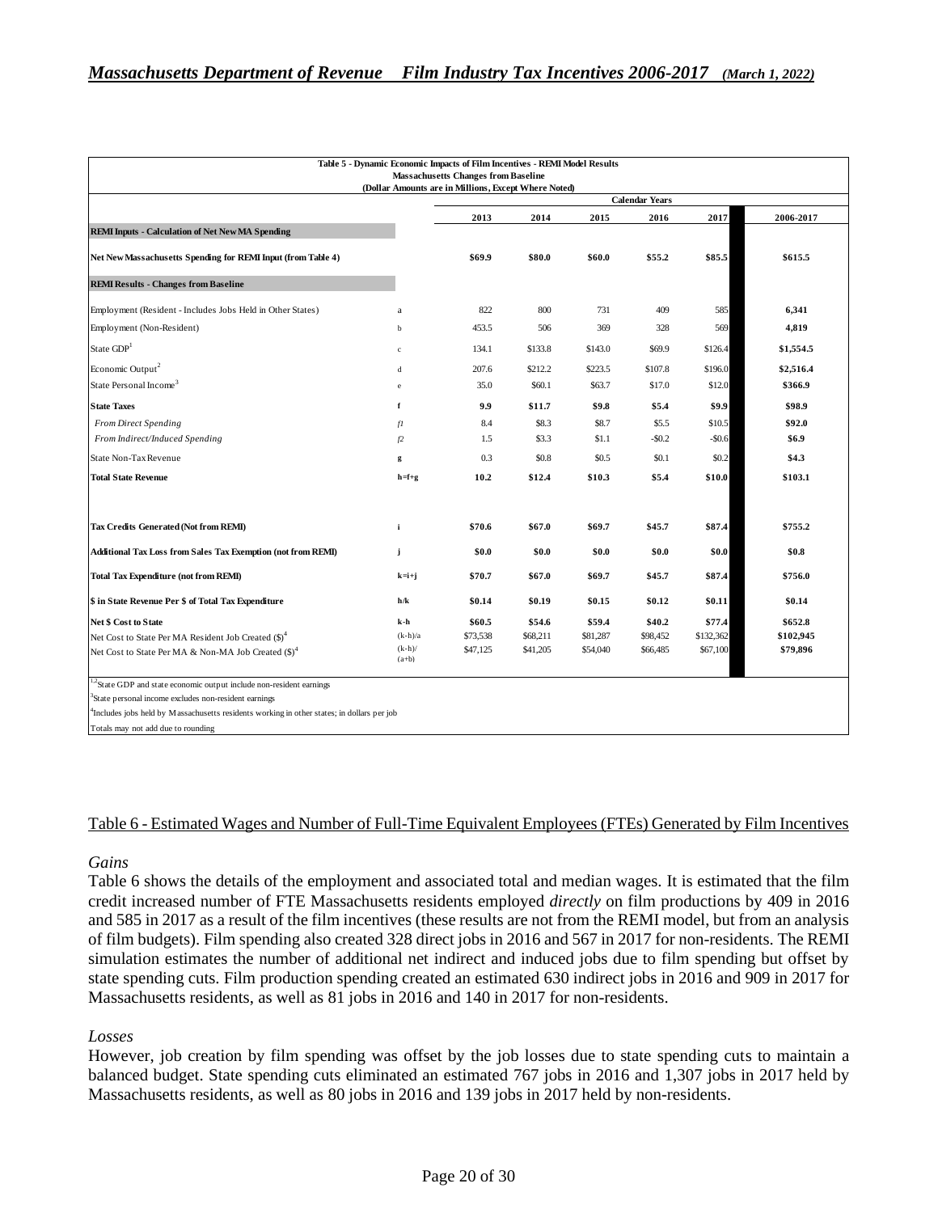| Table 5 - Dynamic Economic Impacts of Film Incentives - REMI Model Results<br>Massachusetts Changes from Baseline<br>(Dollar Amounts are in Millions, Except Where Noted) | | | | | | | |
|---|---|---|---|---|---|---|---|
| | | Calendar Years | | | | | |
| | | 2013 | 2014 | 2015 | 2016 | 2017 | 2006-2017 |
| **REMI Inputs - Calculation of Net New MA Spending** | | | | | | | |
| **Net New Massachusetts Spending for REMI Input (from Table 4)** | | **$69.9** | **$80.0** | **$60.0** | **$55.2** | **$85.5** | **$615.5** |
| **REMI Results - Changes from Baseline** | | | | | | | |
| Employment (Resident - Includes Jobs Held in Other States) | a | 822 | 800 | 731 | 409 | 585 | **6,341** |
| Employment (Non-Resident) | b | 453.5 | 506 | 369 | 328 | 569 | **4,819** |
| State GDP[1] | c | 134.1 | $133.8 | $143.0 | $69.9 | $126.4 | **$1,554.5** |
| Economic Output[2] | d | 207.6 | $212.2 | $223.5 | $107.8 | $196.0 | **$2,516.4** |
| State Personal Income[3] | e | 35.0 | $60.1 | $63.7 | $17.0 | $12.0 | **$366.9** |
| **State Taxes** | **f** | **9.9** | **$11.7** | **$9.8** | **$5.4** | **$9.9** | **$98.9** |
| *From Direct Spending* | *f1* | 8.4 | $8.3 | $8.7 | $5.5 | $10.5 | **$92.0** |
| *From Indirect/Induced Spending* | *f2* | 1.5 | $3.3 | $1.1 | -$0.2 | -$0.6 | **$6.9** |
| State Non-Tax Revenue | **g** | 0.3 | $0.8 | $0.5 | $0.1 | $0.2 | **$4.3** |
| **Total State Revenue** | **h=f+g** | **10.2** | **$12.4** | **$10.3** | **$5.4** | **$10.0** | **$103.1** |
| **Tax Credits Generated (Not from REMI)** | **i** | **$70.6** | **$67.0** | **$69.7** | **$45.7** | **$87.4** | **$755.2** |
| **Additional Tax Loss from Sales Tax Exemption (not from REMI)** | **j** | **$0.0** | **$0.0** | **$0.0** | **$0.0** | **$0.0** | **$0.8** |
| **Total Tax Expenditure (not from REMI)** | **k=i+j** | **$70.7** | **$67.0** | **$69.7** | **$45.7** | **$87.4** | **$756.0** |
| **$ in State Revenue Per $ of Total Tax Expenditure** | **h/k** | **$0.14** | **$0.19** | **$0.15** | **$0.12** | **$0.11** | **$0.14** |
| **Net $ Cost to State** | **k-h** | **$60.5** | **$54.6** | **$59.4** | **$40.2** | **$77.4** | **$652.8** |
| Net Cost to State Per MA Resident Job Created ($)[4] | (k-h)/a | $73,538 | $68,211 | $81,287 | $98,452 | $132,362 | **$102,945** |
| Net Cost to State Per MA & Non-MA Job Created ($)[4] | (k-h)/(a+b) | $47,125 | $41,205 | $54,040 | $66,485 | $67,100 | **$79,896** |

[1,2]State GDP and state economic output include non-resident earnings

[3]State personal income excludes non-resident earnings

[4]Includes jobs held by Massachusetts residents working in other states; in dollars per job

Totals may not add due to rounding

Table 6 - Estimated Wages and Number of Full-Time Equivalent Employees (FTEs) Generated by Film Incentives

*Gains*

Table 6 shows the details of the employment and associated total and median wages. It is estimated that the film credit increased number of FTE Massachusetts residents employed *directly* on film productions by 409 in 2016 and 585 in 2017 as a result of the film incentives (these results are not from the REMI model, but from an analysis of film budgets). Film spending also created 328 direct jobs in 2016 and 567 in 2017 for non-residents. The REMI simulation estimates the number of additional net indirect and induced jobs due to film spending but offset by state spending cuts. Film production spending created an estimated 630 indirect jobs in 2016 and 909 in 2017 for Massachusetts residents, as well as 81 jobs in 2016 and 140 in 2017 for non-residents.

*Losses*

However, job creation by film spending was offset by the job losses due to state spending cuts to maintain a balanced budget. State spending cuts eliminated an estimated 767 jobs in 2016 and 1,307 jobs in 2017 held by Massachusetts residents, as well as 80 jobs in 2016 and 139 jobs in 2017 held by non-residents.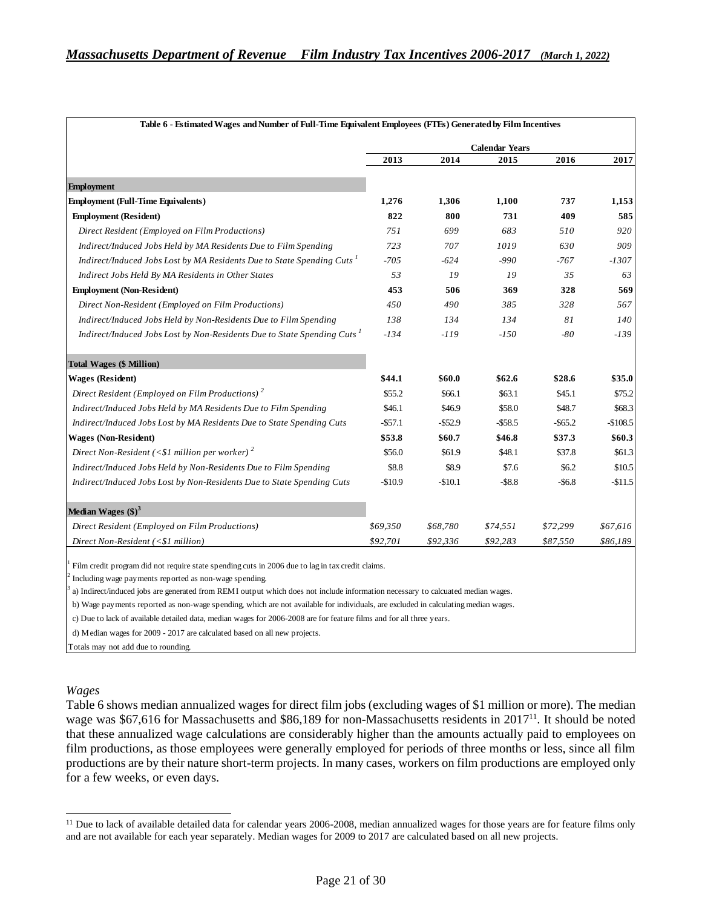**Table 6 - Estimated Wages and Number of Full-Time Equivalent Employees (FTEs) Generated by Film Incentives**

| | Calendar Years | | | | |
|---|---|---|---|---|---|
| | 2013 | 2014 | 2015 | 2016 | 2017 |
| **Employment** | | | | | |
| **Employment (Full-Time Equivalents)** | **1,276** | **1,306** | **1,100** | **737** | **1,153** |
| **Employment (Resident)** | **822** | **800** | **731** | **409** | **585** |
| *Direct Resident (Employed on Film Productions)* | *751* | *699* | *683* | *510* | *920* |
| *Indirect/Induced Jobs Held by MA Residents Due to Film Spending* | *723* | *707* | *1019* | *630* | *909* |
| *Indirect/Induced Jobs Lost by MA Residents Due to State Spending Cuts* [1] | *-705* | *-624* | *-990* | *-767* | *-1307* |
| *Indirect Jobs Held By MA Residents in Other States* | *53* | *19* | *19* | *35* | *63* |
| **Employment (Non-Resident)** | **453** | **506** | **369** | **328** | **569** |
| *Direct Non-Resident (Employed on Film Productions)* | *450* | *490* | *385* | *328* | *567* |
| *Indirect/Induced Jobs Held by Non-Residents Due to Film Spending* | *138* | *134* | *134* | *81* | *140* |
| *Indirect/Induced Jobs Lost by Non-Residents Due to State Spending Cuts* [1] | *-134* | *-119* | *-150* | *-80* | *-139* |
| **Total Wages ($ Million)** | | | | | |
| **Wages (Resident)** | **$44.1** | **$60.0** | **$62.6** | **$28.6** | **$35.0** |
| *Direct Resident (Employed on Film Productions)* [2] | $55.2 | $66.1 | $63.1 | $45.1 | $75.2 |
| *Indirect/Induced Jobs Held by MA Residents Due to Film Spending* | $46.1 | $46.9 | $58.0 | $48.7 | $68.3 |
| *Indirect/Induced Jobs Lost by MA Residents Due to State Spending Cuts* | -$57.1 | -$52.9 | -$58.5 | -$65.2 | -$108.5 |
| **Wages (Non-Resident)** | **$53.8** | **$60.7** | **$46.8** | **$37.3** | **$60.3** |
| *Direct Non-Resident (<$1 million per worker)* [2] | $56.0 | $61.9 | $48.1 | $37.8 | $61.3 |
| *Indirect/Induced Jobs Held by Non-Residents Due to Film Spending* | $8.8 | $8.9 | $7.6 | $6.2 | $10.5 |
| *Indirect/Induced Jobs Lost by Non-Residents Due to State Spending Cuts* | -$10.9 | -$10.1 | -$8.8 | -$6.8 | -$11.5 |
| **Median Wages ($)** [3] | | | | | |
| *Direct Resident (Employed on Film Productions)* | *$69,350* | *$68,780* | *$74,551* | *$72,299* | *$67,616* |
| *Direct Non-Resident (<$1 million)* | *$92,701* | *$92,336* | *$92,283* | *$87,550* | *$86,189* |

[1] Film credit program did not require state spending cuts in 2006 due to lag in tax credit claims.

[2] Including wage payments reported as non-wage spending.

[3] a) Indirect/induced jobs are generated from REMI output which does not include information necessary to calcuated median wages.

b) Wage payments reported as non-wage spending, which are not available for individuals, are excluded in calculating median wages.

c) Due to lack of available detailed data, median wages for 2006-2008 are for feature films and for all three years.

d) Median wages for 2009 - 2017 are calculated based on all new projects.

Totals may not add due to rounding.

*Wages*

Table 6 shows median annualized wages for direct film jobs (excluding wages of $1 million or more). The median wage was $67,616 for Massachusetts and $86,189 for non-Massachusetts residents in 2017[11]. It should be noted that these annualized wage calculations are considerably higher than the amounts actually paid to employees on film productions, as those employees were generally employed for periods of three months or less, since all film productions are by their nature short-term projects. In many cases, workers on film productions are employed only for a few weeks, or even days.

[11] Due to lack of available detailed data for calendar years 2006-2008, median annualized wages for those years are for feature films only and are not available for each year separately. Median wages for 2009 to 2017 are calculated based on all new projects.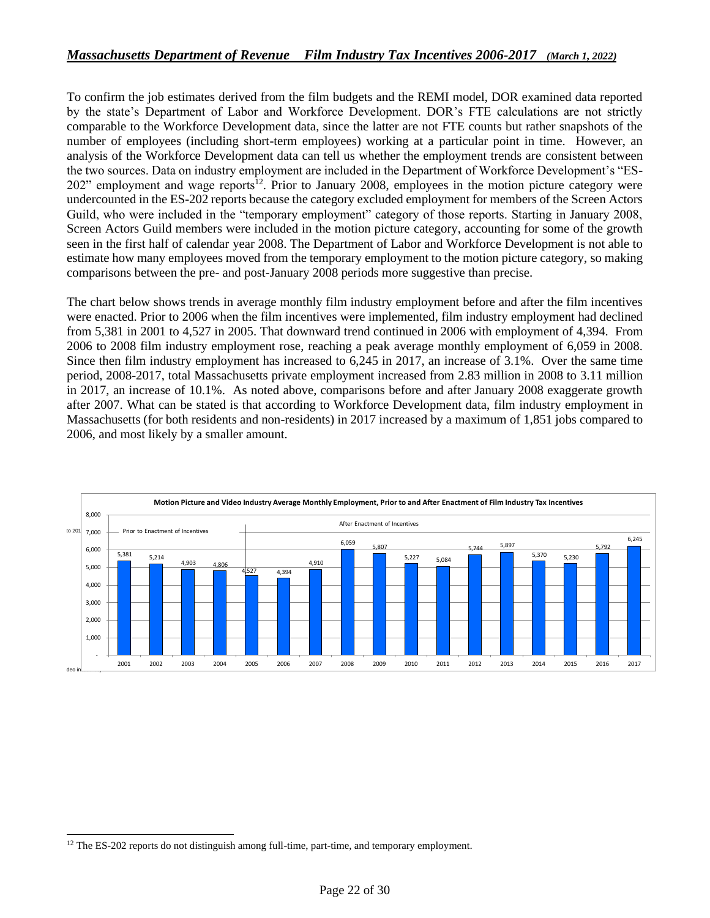To confirm the job estimates derived from the film budgets and the REMI model, DOR examined data reported by the state's Department of Labor and Workforce Development. DOR's FTE calculations are not strictly comparable to the Workforce Development data, since the latter are not FTE counts but rather snapshots of the number of employees (including short-term employees) working at a particular point in time. However, an analysis of the Workforce Development data can tell us whether the employment trends are consistent between the two sources. Data on industry employment are included in the Department of Workforce Development's "ES-202" employment and wage reports[12]. Prior to January 2008, employees in the motion picture category were undercounted in the ES-202 reports because the category excluded employment for members of the Screen Actors Guild, who were included in the "temporary employment" category of those reports. Starting in January 2008, Screen Actors Guild members were included in the motion picture category, accounting for some of the growth seen in the first half of calendar year 2008. The Department of Labor and Workforce Development is not able to estimate how many employees moved from the temporary employment to the motion picture category, so making comparisons between the pre- and post-January 2008 periods more suggestive than precise.

The chart below shows trends in average monthly film industry employment before and after the film incentives were enacted. Prior to 2006 when the film incentives were implemented, film industry employment had declined from 5,381 in 2001 to 4,527 in 2005. That downward trend continued in 2006 with employment of 4,394. From 2006 to 2008 film industry employment rose, reaching a peak average monthly employment of 6,059 in 2008. Since then film industry employment has increased to 6,245 in 2017, an increase of 3.1%. Over the same time period, 2008-2017, total Massachusetts private employment increased from 2.83 million in 2008 to 3.11 million in 2017, an increase of 10.1%. As noted above, comparisons before and after January 2008 exaggerate growth after 2007. What can be stated is that according to Workforce Development data, film industry employment in Massachusetts (for both residents and non-residents) in 2017 increased by a maximum of 1,851 jobs compared to 2006, and most likely by a smaller amount.

**Motion Picture and Video Industry Average Monthly Employment, Prior to and After Enactment of Film Industry Tax Incentives**

Prior to Enactment of Incentives | After Enactment of Incentives

| Year | 2001 | 2002 | 2003 | 2004 | 2005 | 2006 | 2007 | 2008 | 2009 | 2010 | 2011 | 2012 | 2013 | 2014 | 2015 | 2016 | 2017 |
|---|---|---|---|---|---|---|---|---|---|---|---|---|---|---|---|---|---|
| Employment | 5,381 | 5,214 | 4,903 | 4,806 | 4,527 | 4,394 | 4,910 | 6,059 | 5,807 | 5,227 | 5,084 | 5,744 | 5,897 | 5,370 | 5,230 | 5,792 | 6,245 |

[12] The ES-202 reports do not distinguish among full-time, part-time, and temporary employment.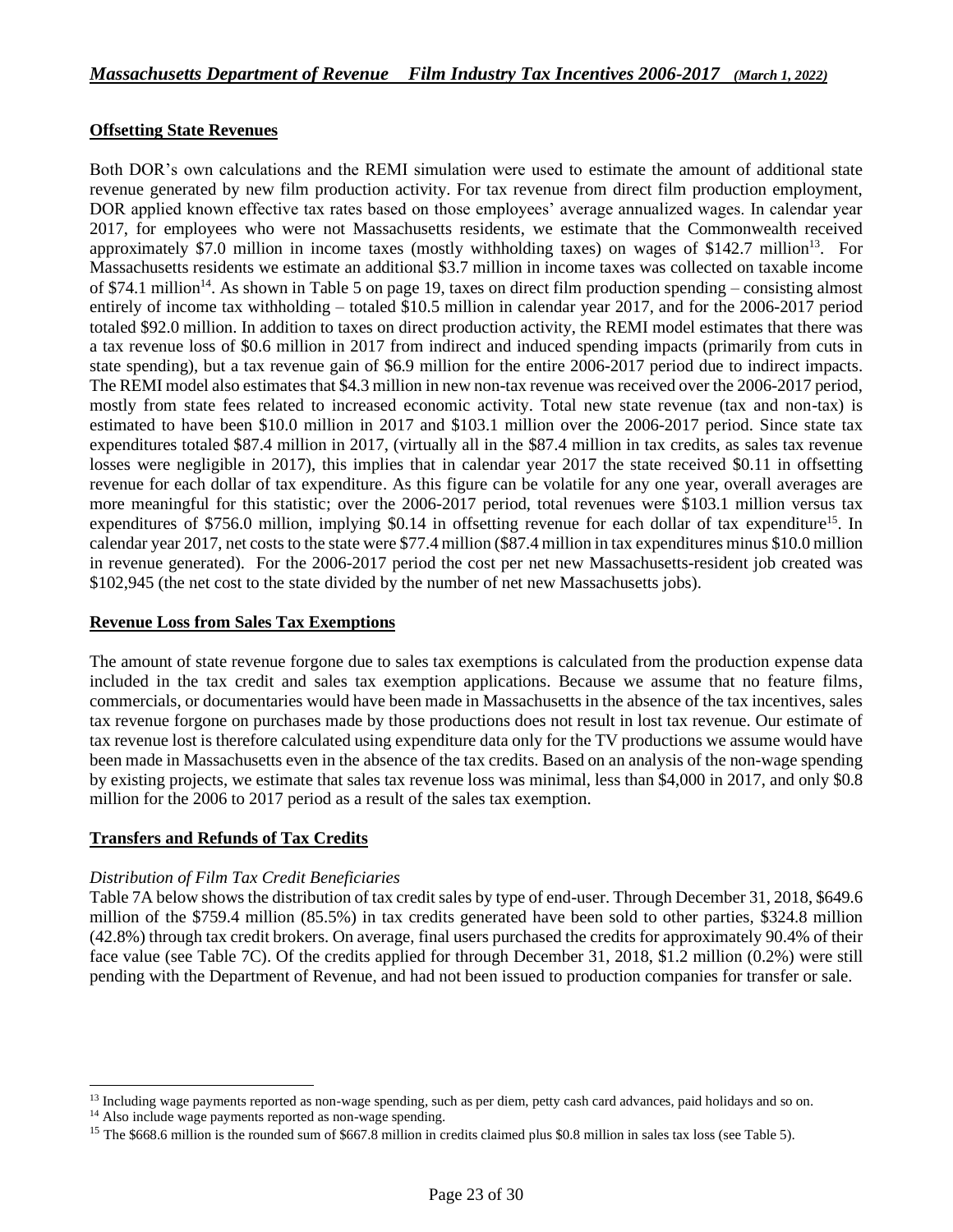## Offsetting State Revenues

Both DOR's own calculations and the REMI simulation were used to estimate the amount of additional state revenue generated by new film production activity. For tax revenue from direct film production employment, DOR applied known effective tax rates based on those employees' average annualized wages. In calendar year 2017, for employees who were not Massachusetts residents, we estimate that the Commonwealth received approximately $7.0 million in income taxes (mostly withholding taxes) on wages of $142.7 million[13]. For Massachusetts residents we estimate an additional $3.7 million in income taxes was collected on taxable income of $74.1 million[14]. As shown in Table 5 on page 19, taxes on direct film production spending – consisting almost entirely of income tax withholding – totaled $10.5 million in calendar year 2017, and for the 2006-2017 period totaled $92.0 million. In addition to taxes on direct production activity, the REMI model estimates that there was a tax revenue loss of $0.6 million in 2017 from indirect and induced spending impacts (primarily from cuts in state spending), but a tax revenue gain of $6.9 million for the entire 2006-2017 period due to indirect impacts. The REMI model also estimates that $4.3 million in new non-tax revenue was received over the 2006-2017 period, mostly from state fees related to increased economic activity. Total new state revenue (tax and non-tax) is estimated to have been $10.0 million in 2017 and $103.1 million over the 2006-2017 period. Since state tax expenditures totaled $87.4 million in 2017, (virtually all in the $87.4 million in tax credits, as sales tax revenue losses were negligible in 2017), this implies that in calendar year 2017 the state received $0.11 in offsetting revenue for each dollar of tax expenditure. As this figure can be volatile for any one year, overall averages are more meaningful for this statistic; over the 2006-2017 period, total revenues were $103.1 million versus tax expenditures of $756.0 million, implying $0.14 in offsetting revenue for each dollar of tax expenditure[15]. In calendar year 2017, net costs to the state were $77.4 million ($87.4 million in tax expenditures minus $10.0 million in revenue generated). For the 2006-2017 period the cost per net new Massachusetts-resident job created was $102,945 (the net cost to the state divided by the number of net new Massachusetts jobs).

## Revenue Loss from Sales Tax Exemptions

The amount of state revenue forgone due to sales tax exemptions is calculated from the production expense data included in the tax credit and sales tax exemption applications. Because we assume that no feature films, commercials, or documentaries would have been made in Massachusetts in the absence of the tax incentives, sales tax revenue forgone on purchases made by those productions does not result in lost tax revenue. Our estimate of tax revenue lost is therefore calculated using expenditure data only for the TV productions we assume would have been made in Massachusetts even in the absence of the tax credits. Based on an analysis of the non-wage spending by existing projects, we estimate that sales tax revenue loss was minimal, less than $4,000 in 2017, and only $0.8 million for the 2006 to 2017 period as a result of the sales tax exemption.

## Transfers and Refunds of Tax Credits

*Distribution of Film Tax Credit Beneficiaries*

Table 7A below shows the distribution of tax credit sales by type of end-user. Through December 31, 2018, $649.6 million of the $759.4 million (85.5%) in tax credits generated have been sold to other parties, $324.8 million (42.8%) through tax credit brokers. On average, final users purchased the credits for approximately 90.4% of their face value (see Table 7C). Of the credits applied for through December 31, 2018, $1.2 million (0.2%) were still pending with the Department of Revenue, and had not been issued to production companies for transfer or sale.

---

[13] Including wage payments reported as non-wage spending, such as per diem, petty cash card advances, paid holidays and so on.

[14] Also include wage payments reported as non-wage spending.

[15] The $668.6 million is the rounded sum of $667.8 million in credits claimed plus $0.8 million in sales tax loss (see Table 5).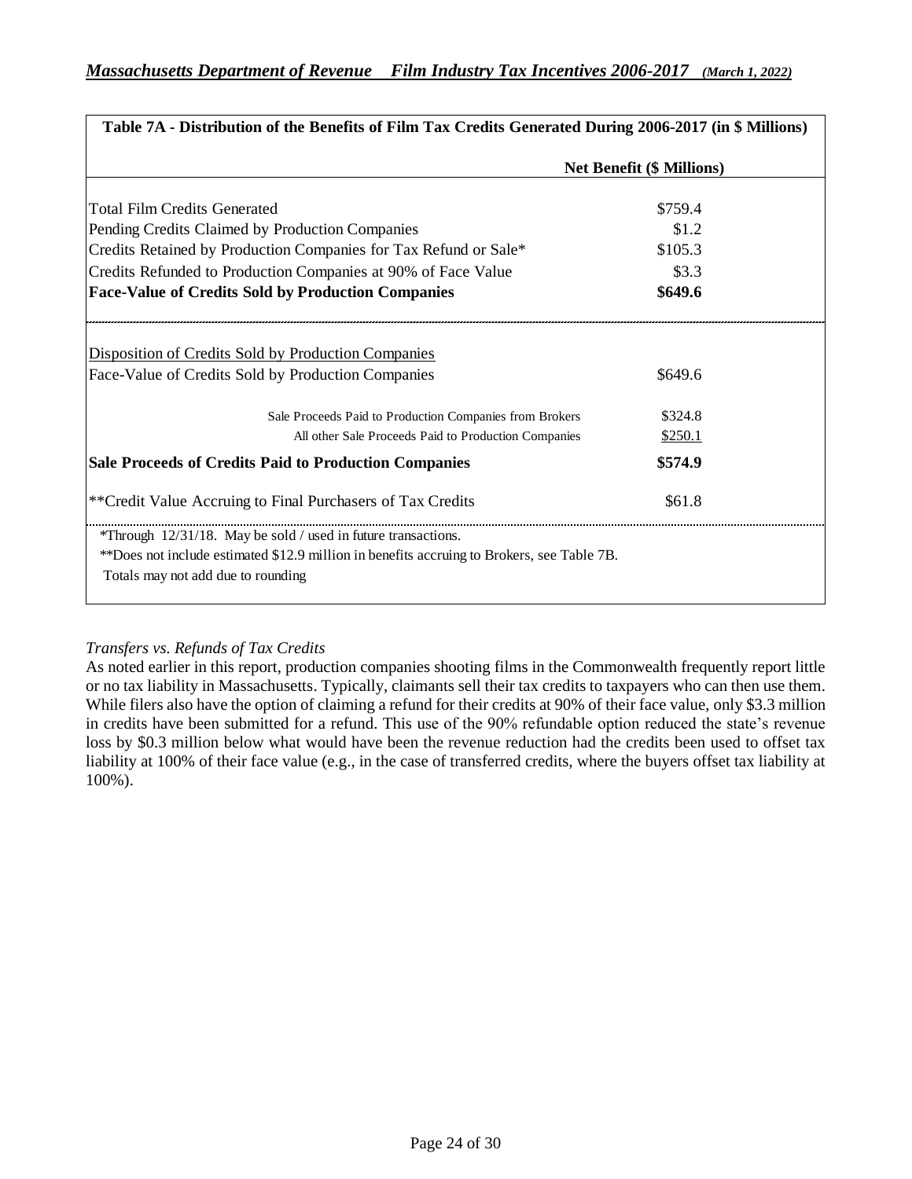**Table 7A - Distribution of the Benefits of Film Tax Credits Generated During 2006-2017 (in $ Millions)**

| | Net Benefit ($ Millions) |
|---|---|
| Total Film Credits Generated | $759.4 |
| Pending Credits Claimed by Production Companies | $1.2 |
| Credits Retained by Production Companies for Tax Refund or Sale* | $105.3 |
| Credits Refunded to Production Companies at 90% of Face Value | $3.3 |
| **Face-Value of Credits Sold by Production Companies** | **$649.6** |
| Disposition of Credits Sold by Production Companies | |
| Face-Value of Credits Sold by Production Companies | $649.6 |
| Sale Proceeds Paid to Production Companies from Brokers | $324.8 |
| All other Sale Proceeds Paid to Production Companies | $250.1 |
| **Sale Proceeds of Credits Paid to Production Companies** | **$574.9** |
| **Credit Value Accruing to Final Purchasers of Tax Credits | $61.8 |

*Through 12/31/18. May be sold / used in future transactions.
**Does not include estimated $12.9 million in benefits accruing to Brokers, see Table 7B.
Totals may not add due to rounding

*Transfers vs. Refunds of Tax Credits*

As noted earlier in this report, production companies shooting films in the Commonwealth frequently report little or no tax liability in Massachusetts. Typically, claimants sell their tax credits to taxpayers who can then use them. While filers also have the option of claiming a refund for their credits at 90% of their face value, only $3.3 million in credits have been submitted for a refund. This use of the 90% refundable option reduced the state's revenue loss by $0.3 million below what would have been the revenue reduction had the credits been used to offset tax liability at 100% of their face value (e.g., in the case of transferred credits, where the buyers offset tax liability at 100%).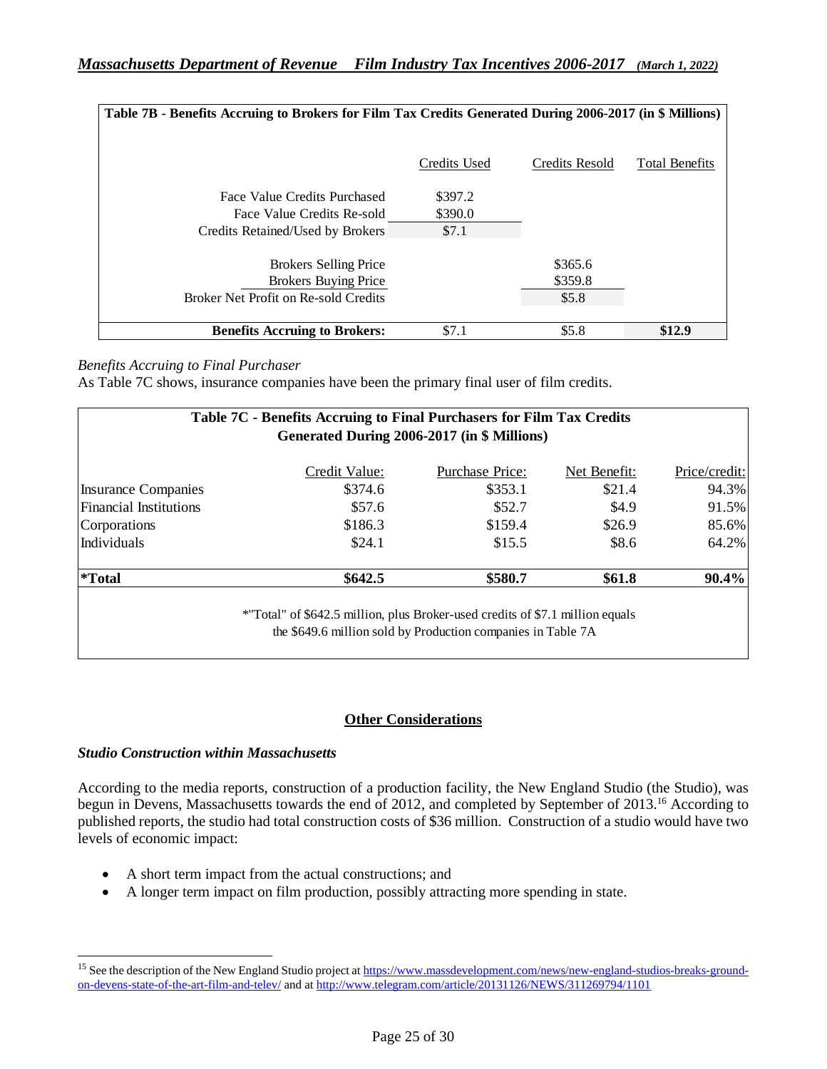**Table 7B - Benefits Accruing to Brokers for Film Tax Credits Generated During 2006-2017 (in $ Millions)**

| | Credits Used | Credits Resold | Total Benefits |
|---|---|---|---|
| Face Value Credits Purchased | $397.2 | | |
| Face Value Credits Re-sold | $390.0 | | |
| Credits Retained/Used by Brokers | $7.1 | | |
| Brokers Selling Price | | $365.6 | |
| Brokers Buying Price | | $359.8 | |
| Broker Net Profit on Re-sold Credits | | $5.8 | |
| **Benefits Accruing to Brokers:** | $7.1 | $5.8 | **$12.9** |

*Benefits Accruing to Final Purchaser*

As Table 7C shows, insurance companies have been the primary final user of film credits.

**Table 7C - Benefits Accruing to Final Purchasers for Film Tax Credits Generated During 2006-2017 (in $ Millions)**

| | Credit Value: | Purchase Price: | Net Benefit: | Price/credit: |
|---|---|---|---|---|
| Insurance Companies | $374.6 | $353.1 | $21.4 | 94.3% |
| Financial Institutions | $57.6 | $52.7 | $4.9 | 91.5% |
| Corporations | $186.3 | $159.4 | $26.9 | 85.6% |
| Individuals | $24.1 | $15.5 | $8.6 | 64.2% |
| **\*Total** | **$642.5** | **$580.7** | **$61.8** | **90.4%** |

*"Total" of $642.5 million, plus Broker-used credits of $7.1 million equals the $649.6 million sold by Production companies in Table 7A

## Other Considerations

### *Studio Construction within Massachusetts*

According to the media reports, construction of a production facility, the New England Studio (the Studio), was begun in Devens, Massachusetts towards the end of 2012, and completed by September of 2013.[16] According to published reports, the studio had total construction costs of $36 million. Construction of a studio would have two levels of economic impact:

- A short term impact from the actual constructions; and
- A longer term impact on film production, possibly attracting more spending in state.

[16] See the description of the New England Studio project at https://www.massdevelopment.com/news/new-england-studios-breaks-ground-on-devens-state-of-the-art-film-and-telev/ and at http://www.telegram.com/article/20131126/NEWS/311269794/1101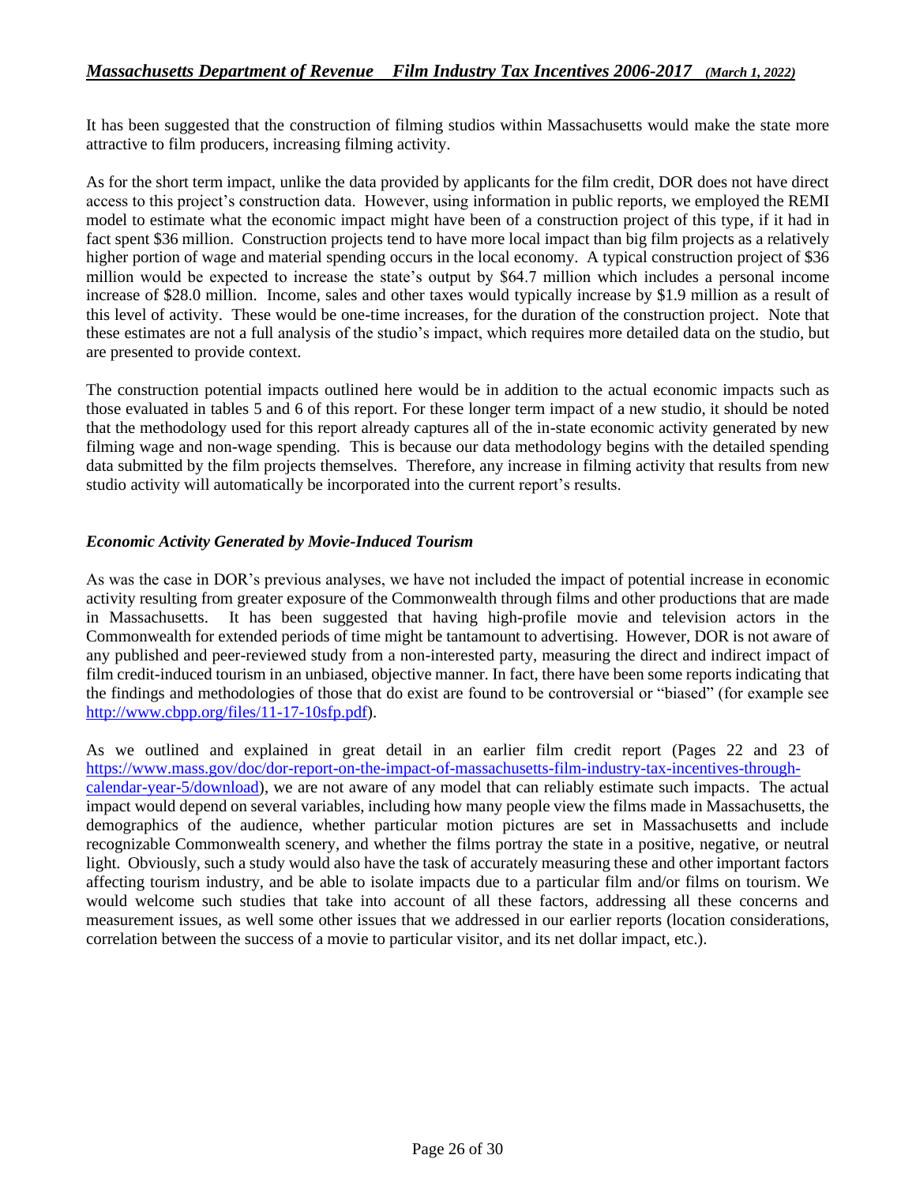It has been suggested that the construction of filming studios within Massachusetts would make the state more attractive to film producers, increasing filming activity.

As for the short term impact, unlike the data provided by applicants for the film credit, DOR does not have direct access to this project's construction data. However, using information in public reports, we employed the REMI model to estimate what the economic impact might have been of a construction project of this type, if it had in fact spent $36 million. Construction projects tend to have more local impact than big film projects as a relatively higher portion of wage and material spending occurs in the local economy. A typical construction project of $36 million would be expected to increase the state's output by $64.7 million which includes a personal income increase of $28.0 million. Income, sales and other taxes would typically increase by $1.9 million as a result of this level of activity. These would be one-time increases, for the duration of the construction project. Note that these estimates are not a full analysis of the studio's impact, which requires more detailed data on the studio, but are presented to provide context.

The construction potential impacts outlined here would be in addition to the actual economic impacts such as those evaluated in tables 5 and 6 of this report. For these longer term impact of a new studio, it should be noted that the methodology used for this report already captures all of the in-state economic activity generated by new filming wage and non-wage spending. This is because our data methodology begins with the detailed spending data submitted by the film projects themselves. Therefore, any increase in filming activity that results from new studio activity will automatically be incorporated into the current report's results.

### *Economic Activity Generated by Movie-Induced Tourism*

As was the case in DOR's previous analyses, we have not included the impact of potential increase in economic activity resulting from greater exposure of the Commonwealth through films and other productions that are made in Massachusetts. It has been suggested that having high-profile movie and television actors in the Commonwealth for extended periods of time might be tantamount to advertising. However, DOR is not aware of any published and peer-reviewed study from a non-interested party, measuring the direct and indirect impact of film credit-induced tourism in an unbiased, objective manner. In fact, there have been some reports indicating that the findings and methodologies of those that do exist are found to be controversial or "biased" (for example see [http://www.cbpp.org/files/11-17-10sfp.pdf](http://www.cbpp.org/files/11-17-10sfp.pdf)).

As we outlined and explained in great detail in an earlier film credit report (Pages 22 and 23 of [https://www.mass.gov/doc/dor-report-on-the-impact-of-massachusetts-film-industry-tax-incentives-through-calendar-year-5/download](https://www.mass.gov/doc/dor-report-on-the-impact-of-massachusetts-film-industry-tax-incentives-through-calendar-year-5/download)), we are not aware of any model that can reliably estimate such impacts. The actual impact would depend on several variables, including how many people view the films made in Massachusetts, the demographics of the audience, whether particular motion pictures are set in Massachusetts and include recognizable Commonwealth scenery, and whether the films portray the state in a positive, negative, or neutral light. Obviously, such a study would also have the task of accurately measuring these and other important factors affecting tourism industry, and be able to isolate impacts due to a particular film and/or films on tourism. We would welcome such studies that take into account of all these factors, addressing all these concerns and measurement issues, as well some other issues that we addressed in our earlier reports (location considerations, correlation between the success of a movie to particular visitor, and its net dollar impact, etc.).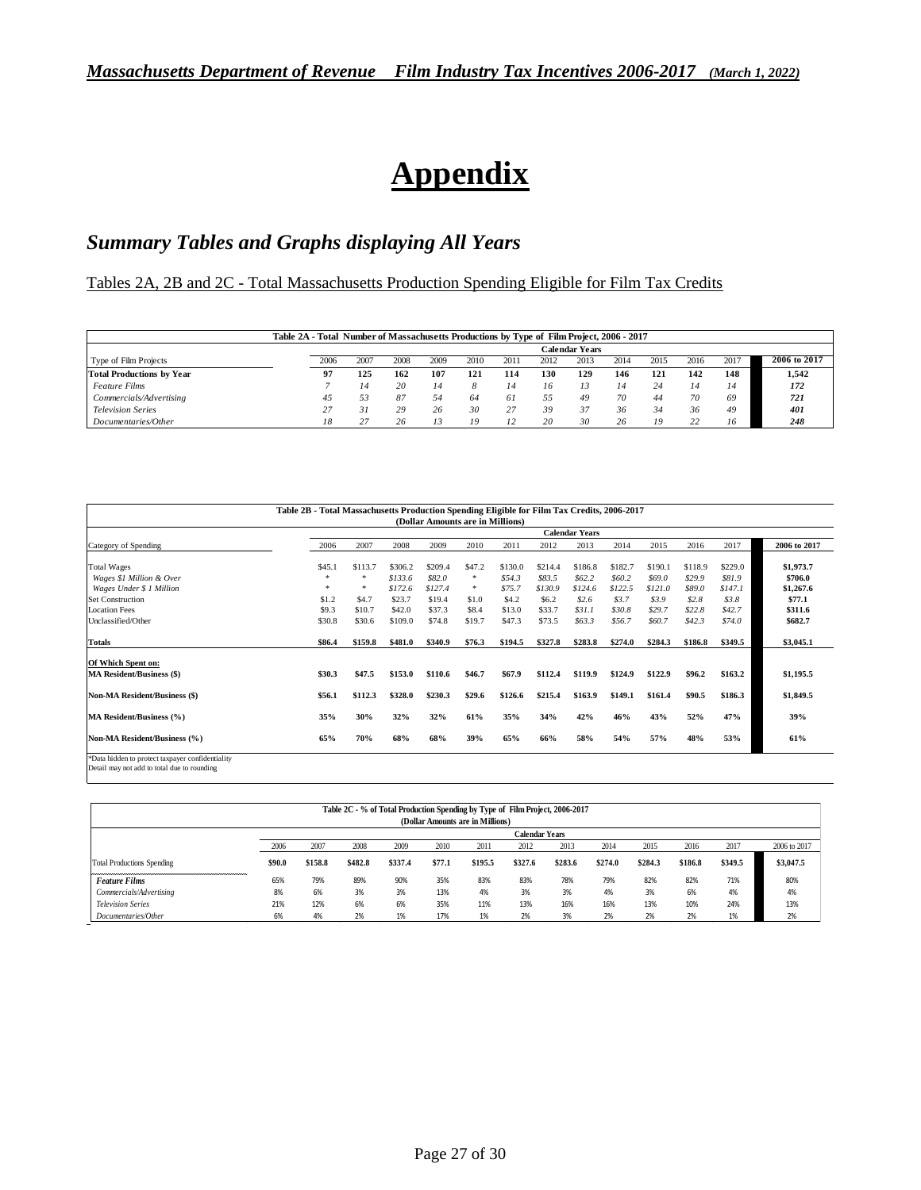# Appendix

## *Summary Tables and Graphs displaying All Years*

Tables 2A, 2B and 2C - Total Massachusetts Production Spending Eligible for Film Tax Credits

**Table 2A - Total Number of Massachusetts Productions by Type of Film Project, 2006 - 2017**

| | Calendar Years | | | | | | | | | | | | |
|---|---|---|---|---|---|---|---|---|---|---|---|---|---|
| Type of Film Projects | 2006 | 2007 | 2008 | 2009 | 2010 | 2011 | 2012 | 2013 | 2014 | 2015 | 2016 | 2017 | 2006 to 2017 |
| **Total Productions by Year** | **97** | **125** | **162** | **107** | **121** | **114** | **130** | **129** | **146** | **121** | **142** | **148** | **1,542** |
| *Feature Films* | *7* | *14* | *20* | *14* | *8* | *14* | *16* | *13* | *14* | *24* | *14* | *14* | ***172*** |
| *Commercials/Advertising* | *45* | *53* | *87* | *54* | *64* | *61* | *55* | *49* | *70* | *44* | *70* | *69* | ***721*** |
| *Television Series* | *27* | *31* | *29* | *26* | *30* | *27* | *39* | *37* | *36* | *34* | *36* | *49* | ***401*** |
| *Documentaries/Other* | *18* | *27* | *26* | *13* | *19* | *12* | *20* | *30* | *26* | *19* | *22* | *16* | ***248*** |

**Table 2B - Total Massachusetts Production Spending Eligible for Film Tax Credits, 2006-2017**
**(Dollar Amounts are in Millions)**

| | Calendar Years | | | | | | | | | | | | |
|---|---|---|---|---|---|---|---|---|---|---|---|---|---|
| Category of Spending | 2006 | 2007 | 2008 | 2009 | 2010 | 2011 | 2012 | 2013 | 2014 | 2015 | 2016 | 2017 | 2006 to 2017 |
| Total Wages | $45.1 | $113.7 | $306.2 | $209.4 | $47.2 | $130.0 | $214.4 | $186.8 | $182.7 | $190.1 | $118.9 | $229.0 | **$1,973.7** |
| *Wages $1 Million & Over* | * | * | *$133.6* | *$82.0* | * | *$54.3* | *$83.5* | *$62.2* | *$60.2* | *$69.0* | *$29.9* | *$81.9* | **$706.0** |
| *Wages Under $ 1 Million* | * | * | *$172.6* | *$127.4* | * | *$75.7* | *$130.9* | *$124.6* | *$122.5* | *$121.0* | *$89.0* | *$147.1* | **$1,267.6** |
| Set Construction | $1.2 | $4.7 | $23.7 | $19.4 | $1.0 | $4.2 | $6.2 | *$2.6* | *$3.7* | *$3.9* | *$2.8* | *$3.8* | **$77.1** |
| Location Fees | $9.3 | $10.7 | $42.0 | $37.3 | $8.4 | $13.0 | $33.7 | *$31.1* | *$30.8* | *$29.7* | *$22.8* | *$42.7* | **$311.6** |
| Unclassified/Other | $30.8 | $30.6 | $109.0 | $74.8 | $19.7 | $47.3 | $73.5 | *$63.3* | *$56.7* | *$60.7* | *$42.3* | *$74.0* | **$682.7** |
| **Totals** | **$86.4** | **$159.8** | **$481.0** | **$340.9** | **$76.3** | **$194.5** | **$327.8** | **$283.8** | **$274.0** | **$284.3** | **$186.8** | **$349.5** | **$3,045.1** |
| **Of Which Spent on:** | | | | | | | | | | | | | |
| **MA Resident/Business ($)** | **$30.3** | **$47.5** | **$153.0** | **$110.6** | **$46.7** | **$67.9** | **$112.4** | **$119.9** | **$124.9** | **$122.9** | **$96.2** | **$163.2** | **$1,195.5** |
| **Non-MA Resident/Business ($)** | **$56.1** | **$112.3** | **$328.0** | **$230.3** | **$29.6** | **$126.6** | **$215.4** | **$163.9** | **$149.1** | **$161.4** | **$90.5** | **$186.3** | **$1,849.5** |
| **MA Resident/Business (%)** | **35%** | **30%** | **32%** | **32%** | **61%** | **35%** | **34%** | **42%** | **46%** | **43%** | **52%** | **47%** | **39%** |
| **Non-MA Resident/Business (%)** | **65%** | **70%** | **68%** | **68%** | **39%** | **65%** | **66%** | **58%** | **54%** | **57%** | **48%** | **53%** | **61%** |

*Data hidden to protect taxpayer confidentiality
Detail may not add to total due to rounding

**Table 2C - % of Total Production Spending by Type of Film Project, 2006-2017**
**(Dollar Amounts are in Millions)**

| | Calendar Years | | | | | | | | | | | | |
|---|---|---|---|---|---|---|---|---|---|---|---|---|---|
| | 2006 | 2007 | 2008 | 2009 | 2010 | 2011 | 2012 | 2013 | 2014 | 2015 | 2016 | 2017 | 2006 to 2017 |
| Total Productions Spending | **$90.0** | **$158.8** | **$482.8** | **$337.4** | **$77.1** | **$195.5** | **$327.6** | **$283.6** | **$274.0** | **$284.3** | **$186.8** | **$349.5** | **$3,047.5** |
| ***Feature Films*** | 65% | 79% | 89% | 90% | 35% | 83% | 83% | 78% | 79% | 82% | 82% | 71% | 80% |
| *Commercials/Advertising* | 8% | 6% | 3% | 3% | 13% | 4% | 3% | 3% | 4% | 3% | 6% | 4% | 4% |
| *Television Series* | 21% | 12% | 6% | 6% | 35% | 11% | 13% | 16% | 16% | 13% | 10% | 24% | 13% |
| *Documentaries/Other* | 6% | 4% | 2% | 1% | 17% | 1% | 2% | 3% | 2% | 2% | 2% | 1% | 2% |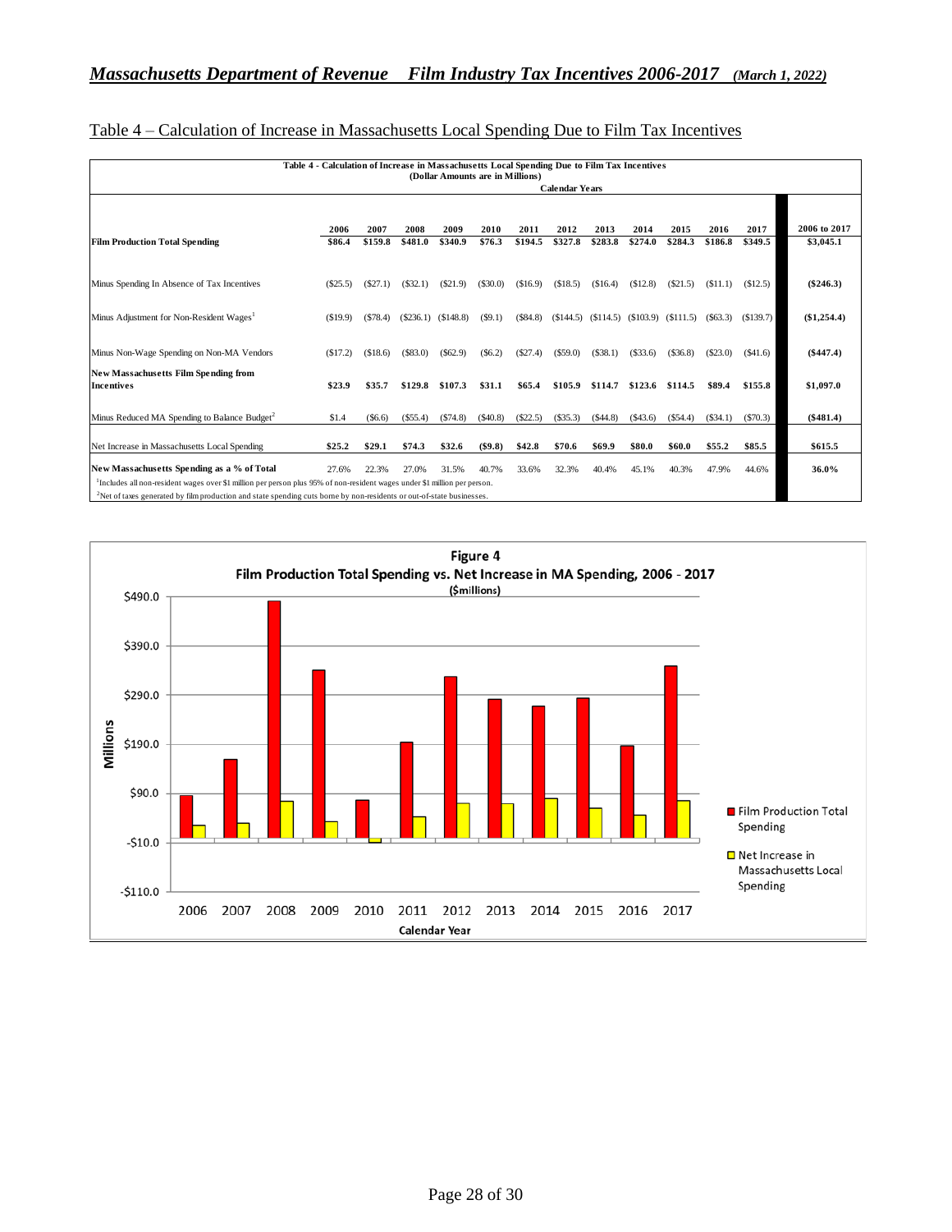## Table 4 – Calculation of Increase in Massachusetts Local Spending Due to Film Tax Incentives

**Table 4 - Calculation of Increase in Massachusetts Local Spending Due to Film Tax Incentives**
**(Dollar Amounts are in Millions)**

| | Calendar Years | | | | | | | | | | | | |
|---|---|---|---|---|---|---|---|---|---|---|---|---|---|
| | 2006 | 2007 | 2008 | 2009 | 2010 | 2011 | 2012 | 2013 | 2014 | 2015 | 2016 | 2017 | 2006 to 2017 |
| **Film Production Total Spending** | **$86.4** | **$159.8** | **$481.0** | **$340.9** | **$76.3** | **$194.5** | **$327.8** | **$283.8** | **$274.0** | **$284.3** | **$186.8** | **$349.5** | **$3,045.1** |
| Minus Spending In Absence of Tax Incentives | ($25.5) | ($27.1) | ($32.1) | ($21.9) | ($30.0) | ($16.9) | ($18.5) | ($16.4) | ($12.8) | ($21.5) | ($11.1) | ($12.5) | **($246.3)** |
| Minus Adjustment for Non-Resident Wages[1] | ($19.9) | ($78.4) | ($236.1) | ($148.8) | ($9.1) | ($84.8) | ($144.5) | ($114.5) | ($103.9) | ($111.5) | ($63.3) | ($139.7) | **($1,254.4)** |
| Minus Non-Wage Spending on Non-MA Vendors | ($17.2) | ($18.6) | ($83.0) | ($62.9) | ($6.2) | ($27.4) | ($59.0) | ($38.1) | ($33.6) | ($36.8) | ($23.0) | ($41.6) | **($447.4)** |
| **New Massachusetts Film Spending from Incentives** | **$23.9** | **$35.7** | **$129.8** | **$107.3** | **$31.1** | **$65.4** | **$105.9** | **$114.7** | **$123.6** | **$114.5** | **$89.4** | **$155.8** | **$1,097.0** |
| Minus Reduced MA Spending to Balance Budget[2] | $1.4 | ($6.6) | ($55.4) | ($74.8) | ($40.8) | ($22.5) | ($35.3) | ($44.8) | ($43.6) | ($54.4) | ($34.1) | ($70.3) | **($481.4)** |
| Net Increase in Massachusetts Local Spending | **$25.2** | **$29.1** | **$74.3** | **$32.6** | **($9.8)** | **$42.8** | **$70.6** | **$69.9** | **$80.0** | **$60.0** | **$55.2** | **$85.5** | **$615.5** |
| **New Massachusetts Spending as a % of Total** | 27.6% | 22.3% | 27.0% | 31.5% | 40.7% | 33.6% | 32.3% | 40.4% | 45.1% | 40.3% | 47.9% | 44.6% | **36.0%** |

[1]Includes all non-resident wages over $1 million per person plus 95% of non-resident wages under $1 million per person.

[2]Net of taxes generated by film production and state spending cuts borne by non-residents or out-of-state businesses.

**Figure 4**
**Film Production Total Spending vs. Net Increase in MA Spending, 2006 - 2017**
**($millions)**

| Calendar Year | Film Production Total Spending | Net Increase in Massachusetts Local Spending |
|---|---|---|
| 2006 | $86.4 | $25.2 |
| 2007 | $159.8 | $29.1 |
| 2008 | $481.0 | $74.3 |
| 2009 | $340.9 | $32.6 |
| 2010 | $76.3 | ($9.8) |
| 2011 | $194.5 | $42.8 |
| 2012 | $327.8 | $70.6 |
| 2013 | $283.8 | $69.9 |
| 2014 | $274.0 | $80.0 |
| 2015 | $284.3 | $60.0 |
| 2016 | $186.8 | $55.2 |
| 2017 | $349.5 | $85.5 |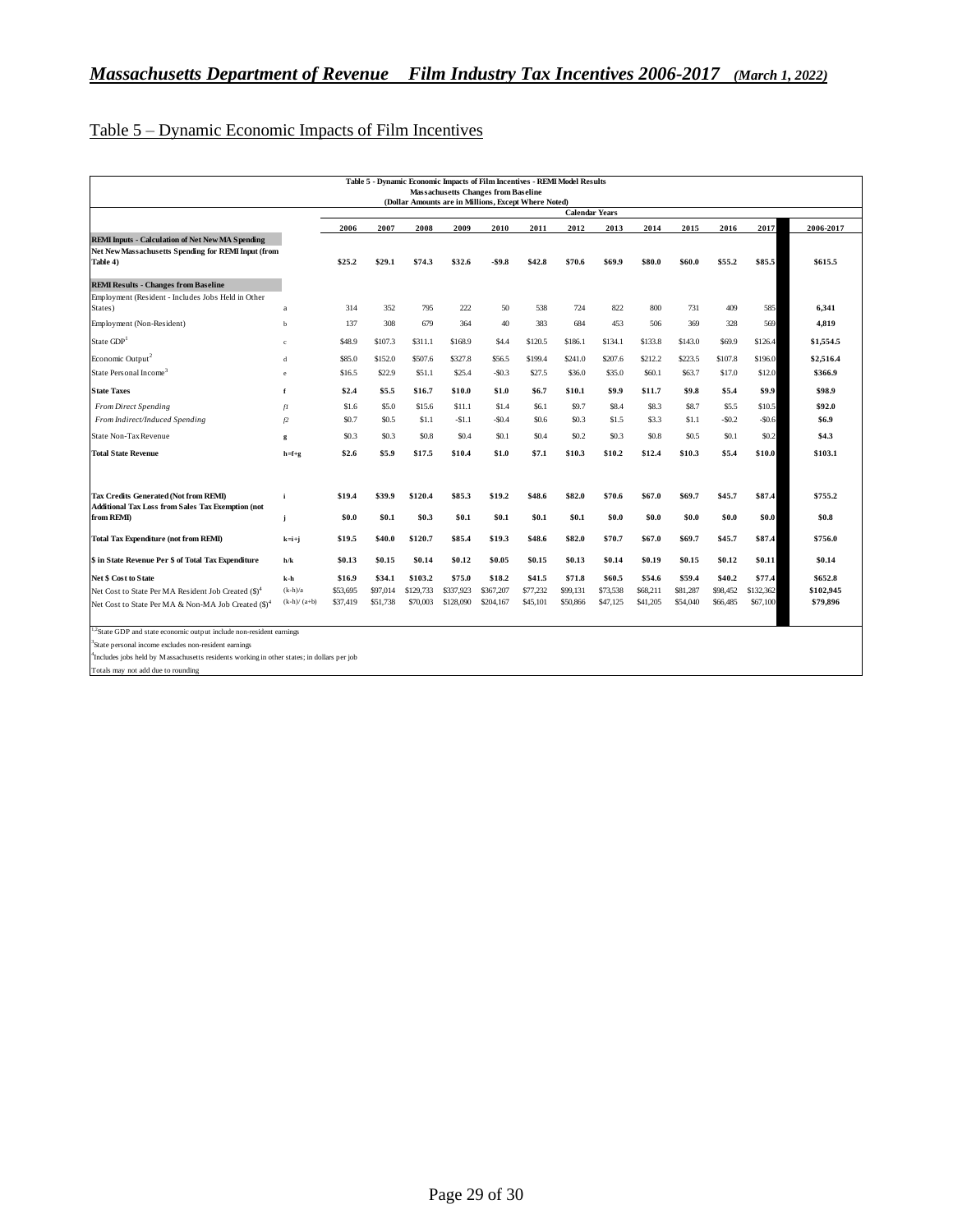## Table 5 – Dynamic Economic Impacts of Film Incentives

**Table 5 - Dynamic Economic Impacts of Film Incentives - REMI Model Results**
**Massachusetts Changes from Baseline**
**(Dollar Amounts are in Millions, Except Where Noted)**

| | | Calendar Years | | | | | | | | | | | | |
|---|---|---|---|---|---|---|---|---|---|---|---|---|---|---|
| | | **2006** | **2007** | **2008** | **2009** | **2010** | **2011** | **2012** | **2013** | **2014** | **2015** | **2016** | **2017** | **2006-2017** |
| **REMI Inputs - Calculation of Net New MA Spending** | | | | | | | | | | | | | | |
| **Net New Massachusetts Spending for REMI Input (from Table 4)** | | **$25.2** | **$29.1** | **$74.3** | **$32.6** | **-$9.8** | **$42.8** | **$70.6** | **$69.9** | **$80.0** | **$60.0** | **$55.2** | **$85.5** | **$615.5** |
| **REMI Results - Changes from Baseline** | | | | | | | | | | | | | | |
| Employment (Resident - Includes Jobs Held in Other States) | a | 314 | 352 | 795 | 222 | 50 | 538 | 724 | 822 | 800 | 731 | 409 | 585 | **6,341** |
| Employment (Non-Resident) | b | 137 | 308 | 679 | 364 | 40 | 383 | 684 | 453 | 506 | 369 | 328 | 569 | **4,819** |
| State GDP[1] | c | $48.9 | $107.3 | $311.1 | $168.9 | $4.4 | $120.5 | $186.1 | $134.1 | $133.8 | $143.0 | $69.9 | $126.4 | **$1,554.5** |
| Economic Output[2] | d | $85.0 | $152.0 | $507.6 | $327.8 | $56.5 | $199.4 | $241.0 | $207.6 | $212.2 | $223.5 | $107.8 | $196.0 | **$2,516.4** |
| State Personal Income[3] | e | $16.5 | $22.9 | $51.1 | $25.4 | -$0.3 | $27.5 | $36.0 | $35.0 | $60.1 | $63.7 | $17.0 | $12.0 | **$366.9** |
| **State Taxes** | **f** | **$2.4** | **$5.5** | **$16.7** | **$10.0** | **$1.0** | **$6.7** | **$10.1** | **$9.9** | **$11.7** | **$9.8** | **$5.4** | **$9.9** | **$98.9** |
| *From Direct Spending* | *f1* | $1.6 | $5.0 | $15.6 | $11.1 | $1.4 | $6.1 | $9.7 | $8.4 | $8.3 | $8.7 | $5.5 | $10.5 | **$92.0** |
| *From Indirect/Induced Spending* | *f2* | $0.7 | $0.5 | $1.1 | -$1.1 | -$0.4 | $0.6 | $0.3 | $1.5 | $3.3 | $1.1 | -$0.2 | -$0.6 | **$6.9** |
| State Non-Tax Revenue | g | $0.3 | $0.3 | $0.8 | $0.4 | $0.1 | $0.4 | $0.2 | $0.3 | $0.8 | $0.5 | $0.1 | $0.2 | **$4.3** |
| **Total State Revenue** | **h=f+g** | **$2.6** | **$5.9** | **$17.5** | **$10.4** | **$1.0** | **$7.1** | **$10.3** | **$10.2** | **$12.4** | **$10.3** | **$5.4** | **$10.0** | **$103.1** |
| **Tax Credits Generated (Not from REMI)** | **i** | **$19.4** | **$39.9** | **$120.4** | **$85.3** | **$19.2** | **$48.6** | **$82.0** | **$70.6** | **$67.0** | **$69.7** | **$45.7** | **$87.4** | **$755.2** |
| **Additional Tax Loss from Sales Tax Exemption (not from REMI)** | **j** | **$0.0** | **$0.1** | **$0.3** | **$0.1** | **$0.1** | **$0.1** | **$0.1** | **$0.0** | **$0.0** | **$0.0** | **$0.0** | **$0.0** | **$0.8** |
| **Total Tax Expenditure (not from REMI)** | **k=i+j** | **$19.5** | **$40.0** | **$120.7** | **$85.4** | **$19.3** | **$48.6** | **$82.0** | **$70.7** | **$67.0** | **$69.7** | **$45.7** | **$87.4** | **$756.0** |
| **$ in State Revenue Per $ of Total Tax Expenditure** | **h/k** | **$0.13** | **$0.15** | **$0.14** | **$0.12** | **$0.05** | **$0.15** | **$0.13** | **$0.14** | **$0.19** | **$0.15** | **$0.12** | **$0.11** | **$0.14** |
| **Net $ Cost to State** | **k-h** | **$16.9** | **$34.1** | **$103.2** | **$75.0** | **$18.2** | **$41.5** | **$71.8** | **$60.5** | **$54.6** | **$59.4** | **$40.2** | **$77.4** | **$652.8** |
| Net Cost to State Per MA Resident Job Created ($)[4] | (k-h)/a | $53,695 | $97,014 | $129,733 | $337,923 | $367,207 | $77,232 | $99,131 | $73,538 | $68,211 | $81,287 | $98,452 | $132,362 | **$102,945** |
| Net Cost to State Per MA & Non-MA Job Created ($)[4] | (k-h)/(a+b) | $37,419 | $51,738 | $70,003 | $128,090 | $204,167 | $45,101 | $50,866 | $47,125 | $41,205 | $54,040 | $66,485 | $67,100 | **$79,896** |

[1,2] State GDP and state economic output include non-resident earnings

[3] State personal income excludes non-resident earnings

[4] Includes jobs held by Massachusetts residents working in other states; in dollars per job

Totals may not add due to rounding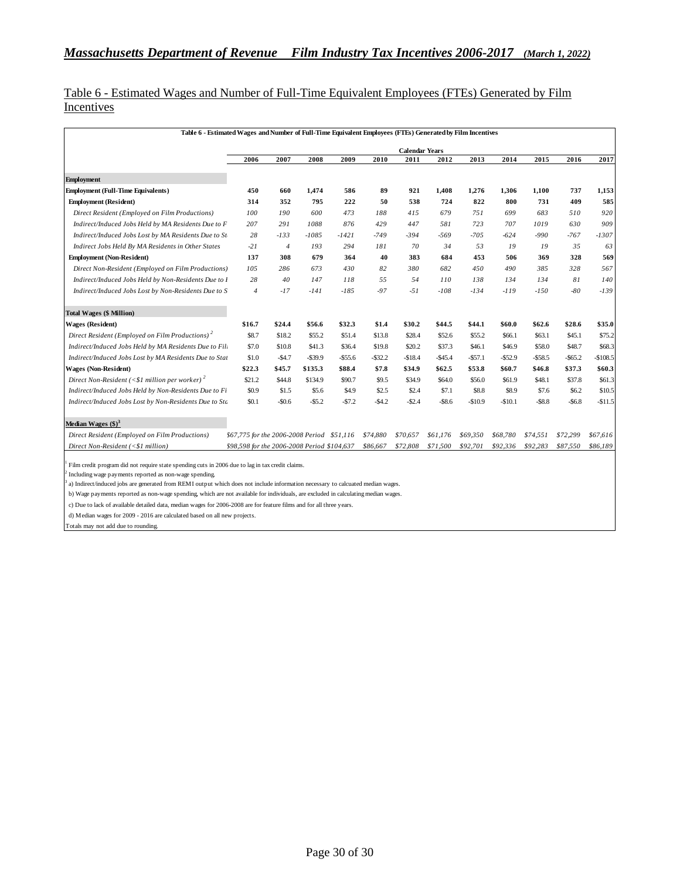## Table 6 - Estimated Wages and Number of Full-Time Equivalent Employees (FTEs) Generated by Film Incentives

| Table 6 - Estimated Wages and Number of Full-Time Equivalent Employees (FTEs) Generated by Film Incentives | | | | | | | | | | | | |
|---|---|---|---|---|---|---|---|---|---|---|---|---|
| | Calendar Years | | | | | | | | | | | |
| | 2006 | 2007 | 2008 | 2009 | 2010 | 2011 | 2012 | 2013 | 2014 | 2015 | 2016 | 2017 |
| **Employment** | | | | | | | | | | | | |
| **Employment (Full-Time Equivalents)** | **450** | **660** | **1,474** | **586** | **89** | **921** | **1,408** | **1,276** | **1,306** | **1,100** | **737** | **1,153** |
| **Employment (Resident)** | **314** | **352** | **795** | **222** | **50** | **538** | **724** | **822** | **800** | **731** | **409** | **585** |
| *Direct Resident (Employed on Film Productions)* | *100* | *190* | *600* | *473* | *188* | *415* | *679* | *751* | *699* | *683* | *510* | *920* |
| *Indirect/Induced Jobs Held by MA Residents Due to F* | *207* | *291* | *1088* | *876* | *429* | *447* | *581* | *723* | *707* | *1019* | *630* | *909* |
| *Indirect/Induced Jobs Lost by MA Residents Due to St* | *28* | *-133* | *-1085* | *-1421* | *-749* | *-394* | *-569* | *-705* | *-624* | *-990* | *-767* | *-1307* |
| *Indirect Jobs Held By MA Residents in Other States* | *-21* | *4* | *193* | *294* | *181* | *70* | *34* | *53* | *19* | *19* | *35* | *63* |
| **Employment (Non-Resident)** | **137** | **308** | **679** | **364** | **40** | **383** | **684** | **453** | **506** | **369** | **328** | **569** |
| *Direct Non-Resident (Employed on Film Productions)* | *105* | *286* | *673* | *430* | *82* | *380* | *682* | *450* | *490* | *385* | *328* | *567* |
| *Indirect/Induced Jobs Held by Non-Residents Due to F* | *28* | *40* | *147* | *118* | *55* | *54* | *110* | *138* | *134* | *134* | *81* | *140* |
| *Indirect/Induced Jobs Lost by Non-Residents Due to S* | *4* | *-17* | *-141* | *-185* | *-97* | *-51* | *-108* | *-134* | *-119* | *-150* | *-80* | *-139* |
| **Total Wages ($ Million)** | | | | | | | | | | | | |
| **Wages (Resident)** | **$16.7** | **$24.4** | **$56.6** | **$32.3** | **$1.4** | **$30.2** | **$44.5** | **$44.1** | **$60.0** | **$62.6** | **$28.6** | **$35.0** |
| *Direct Resident (Employed on Film Productions)* [2] | $8.7 | $18.2 | $55.2 | $51.4 | $13.8 | $28.4 | $52.6 | $55.2 | $66.1 | $63.1 | $45.1 | $75.2 |
| *Indirect/Induced Jobs Held by MA Residents Due to Fil* | $7.0 | $10.8 | $41.3 | $36.4 | $19.8 | $20.2 | $37.3 | $46.1 | $46.9 | $58.0 | $48.7 | $68.3 |
| *Indirect/Induced Jobs Lost by MA Residents Due to Stat* | $1.0 | -$4.7 | -$39.9 | -$55.6 | -$32.2 | -$18.4 | -$45.4 | -$57.1 | -$52.9 | -$58.5 | -$65.2 | -$108.5 |
| **Wages (Non-Resident)** | **$22.3** | **$45.7** | **$135.3** | **$88.4** | **$7.8** | **$34.9** | **$62.5** | **$53.8** | **$60.7** | **$46.8** | **$37.3** | **$60.3** |
| *Direct Non-Resident (<$1 million per worker)* [2] | $21.2 | $44.8 | $134.9 | $90.7 | $9.5 | $34.9 | $64.0 | $56.0 | $61.9 | $48.1 | $37.8 | $61.3 |
| *Indirect/Induced Jobs Held by Non-Residents Due to Fi* | $0.9 | $1.5 | $5.6 | $4.9 | $2.5 | $2.4 | $7.1 | $8.8 | $8.9 | $7.6 | $6.2 | $10.5 |
| *Indirect/Induced Jobs Lost by Non-Residents Due to Sta* | $0.1 | -$0.6 | -$5.2 | -$7.2 | -$4.2 | -$2.4 | -$8.6 | -$10.9 | -$10.1 | -$8.8 | -$6.8 | -$11.5 |
| **Median Wages ($)** [3] | | | | | | | | | | | | |
| *Direct Resident (Employed on Film Productions)* | *$67,775 for the 2006-2008 Period* | | | *$51,116* | *$74,880* | *$70,657* | *$61,176* | *$69,350* | *$68,780* | *$74,551* | *$72,299* | *$67,616* |
| *Direct Non-Resident (<$1 million)* | *$98,598 for the 2006-2008 Period* | | | *$104,637* | *$86,667* | *$72,808* | *$71,500* | *$92,701* | *$92,336* | *$92,283* | *$87,550* | *$86,189* |

[1] Film credit program did not require state spending cuts in 2006 due to lag in tax credit claims.

[2] Including wage payments reported as non-wage spending.

[3] a) Indirect/induced jobs are generated from REMI output which does not include information necessary to calcuated median wages.

b) Wage payments reported as non-wage spending, which are not available for individuals, are excluded in calculating median wages.

c) Due to lack of available detailed data, median wages for 2006-2008 are for feature films and for all three years.

d) Median wages for 2009 - 2016 are calculated based on all new projects.

Totals may not add due to rounding.